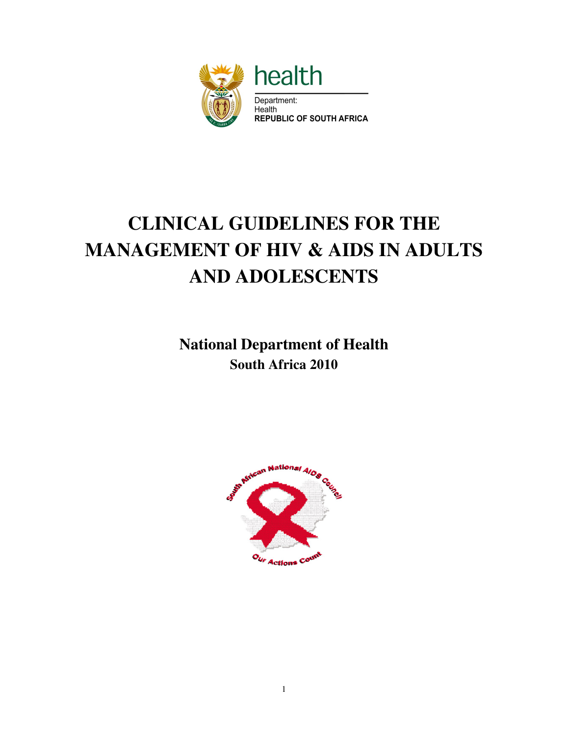health

Department:
Health
**REPUBLIC OF SOUTH AFRICA**

# CLINICAL GUIDELINES FOR THE MANAGEMENT OF HIV & AIDS IN ADULTS AND ADOLESCENTS

**National Department of Health**
**South Africa 2010**

South African National AIDS Council

Our Actions Count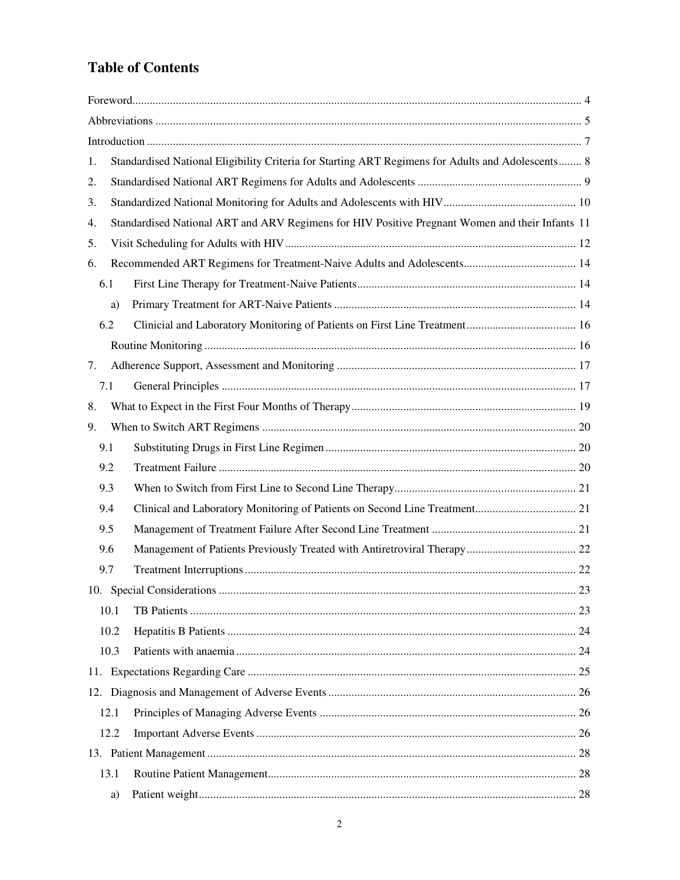# Table of Contents

Foreword ........ 4

Abbreviations ........ 5

Introduction ........ 7

1. Standardised National Eligibility Criteria for Starting ART Regimens for Adults and Adolescents ........ 8
2. Standardised National ART Regimens for Adults and Adolescents ........ 9
3. Standardized National Monitoring for Adults and Adolescents with HIV ........ 10
4. Standardised National ART and ARV Regimens for HIV Positive Pregnant Women and their Infants 11
5. Visit Scheduling for Adults with HIV ........ 12
6. Recommended ART Regimens for Treatment-Naive Adults and Adolescents ........ 14
   - 6.1 First Line Therapy for Treatment-Naive Patients ........ 14
     - a) Primary Treatment for ART-Naive Patients ........ 14
   - 6.2 Clinicial and Laboratory Monitoring of Patients on First Line Treatment ........ 16
     - Routine Monitoring ........ 16
7. Adherence Support, Assessment and Monitoring ........ 17
   - 7.1 General Principles ........ 17
8. What to Expect in the First Four Months of Therapy ........ 19
9. When to Switch ART Regimens ........ 20
   - 9.1 Substituting Drugs in First Line Regimen ........ 20
   - 9.2 Treatment Failure ........ 20
   - 9.3 When to Switch from First Line to Second Line Therapy ........ 21
   - 9.4 Clinical and Laboratory Monitoring of Patients on Second Line Treatment ........ 21
   - 9.5 Management of Treatment Failure After Second Line Treatment ........ 21
   - 9.6 Management of Patients Previously Treated with Antiretroviral Therapy ........ 22
   - 9.7 Treatment Interruptions ........ 22
10. Special Considerations ........ 23
    - 10.1 TB Patients ........ 23
    - 10.2 Hepatitis B Patients ........ 24
    - 10.3 Patients with anaemia ........ 24
11. Expectations Regarding Care ........ 25
12. Diagnosis and Management of Adverse Events ........ 26
    - 12.1 Principles of Managing Adverse Events ........ 26
    - 12.2 Important Adverse Events ........ 26
13. Patient Management ........ 28
    - 13.1 Routine Patient Management ........ 28
      - a) Patient weight ........ 28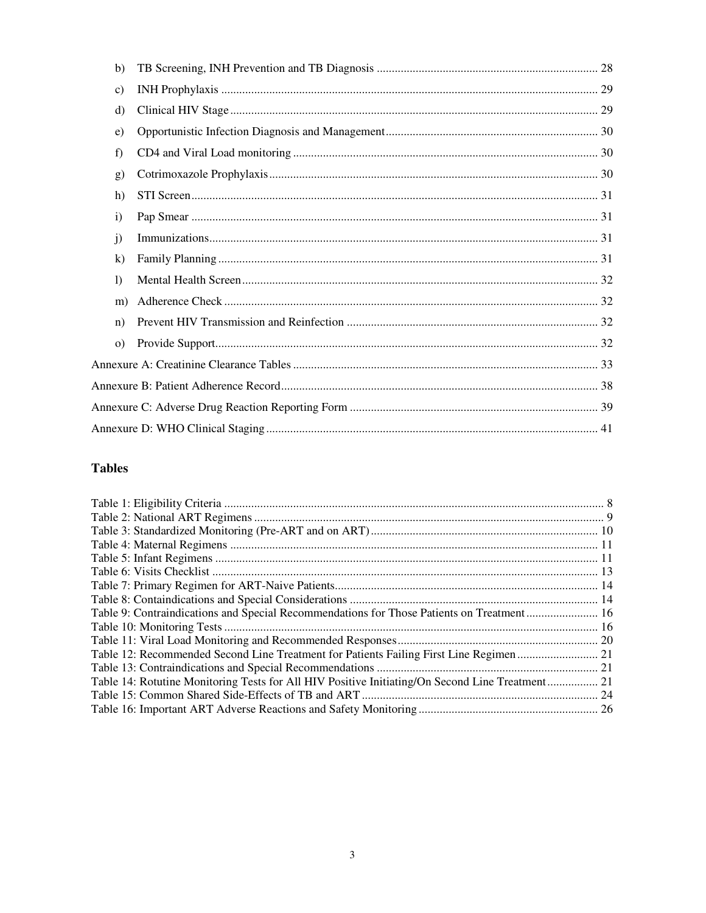b) TB Screening, INH Prevention and TB Diagnosis ... 28

c) INH Prophylaxis ... 29

d) Clinical HIV Stage ... 29

e) Opportunistic Infection Diagnosis and Management ... 30

f) CD4 and Viral Load monitoring ... 30

g) Cotrimoxazole Prophylaxis ... 30

h) STI Screen ... 31

i) Pap Smear ... 31

j) Immunizations ... 31

k) Family Planning ... 31

l) Mental Health Screen ... 32

m) Adherence Check ... 32

n) Prevent HIV Transmission and Reinfection ... 32

o) Provide Support ... 32

Annexure A: Creatinine Clearance Tables ... 33

Annexure B: Patient Adherence Record ... 38

Annexure C: Adverse Drug Reaction Reporting Form ... 39

Annexure D: WHO Clinical Staging ... 41

## Tables

Table 1: Eligibility Criteria ... 8
Table 2: National ART Regimens ... 9
Table 3: Standardized Monitoring (Pre-ART and on ART) ... 10
Table 4: Maternal Regimens ... 11
Table 5: Infant Regimens ... 11
Table 6: Visits Checklist ... 13
Table 7: Primary Regimen for ART-Naive Patients ... 14
Table 8: Containdications and Special Considerations ... 14
Table 9: Contraindications and Special Recommendations for Those Patients on Treatment ... 16
Table 10: Monitoring Tests ... 16
Table 11: Viral Load Monitoring and Recommended Responses ... 20
Table 12: Recommended Second Line Treatment for Patients Failing First Line Regimen ... 21
Table 13: Contraindications and Special Recommendations ... 21
Table 14: Rotutine Monitoring Tests for All HIV Positive Initiating/On Second Line Treatment ... 21
Table 15: Common Shared Side-Effects of TB and ART ... 24
Table 16: Important ART Adverse Reactions and Safety Monitoring ... 26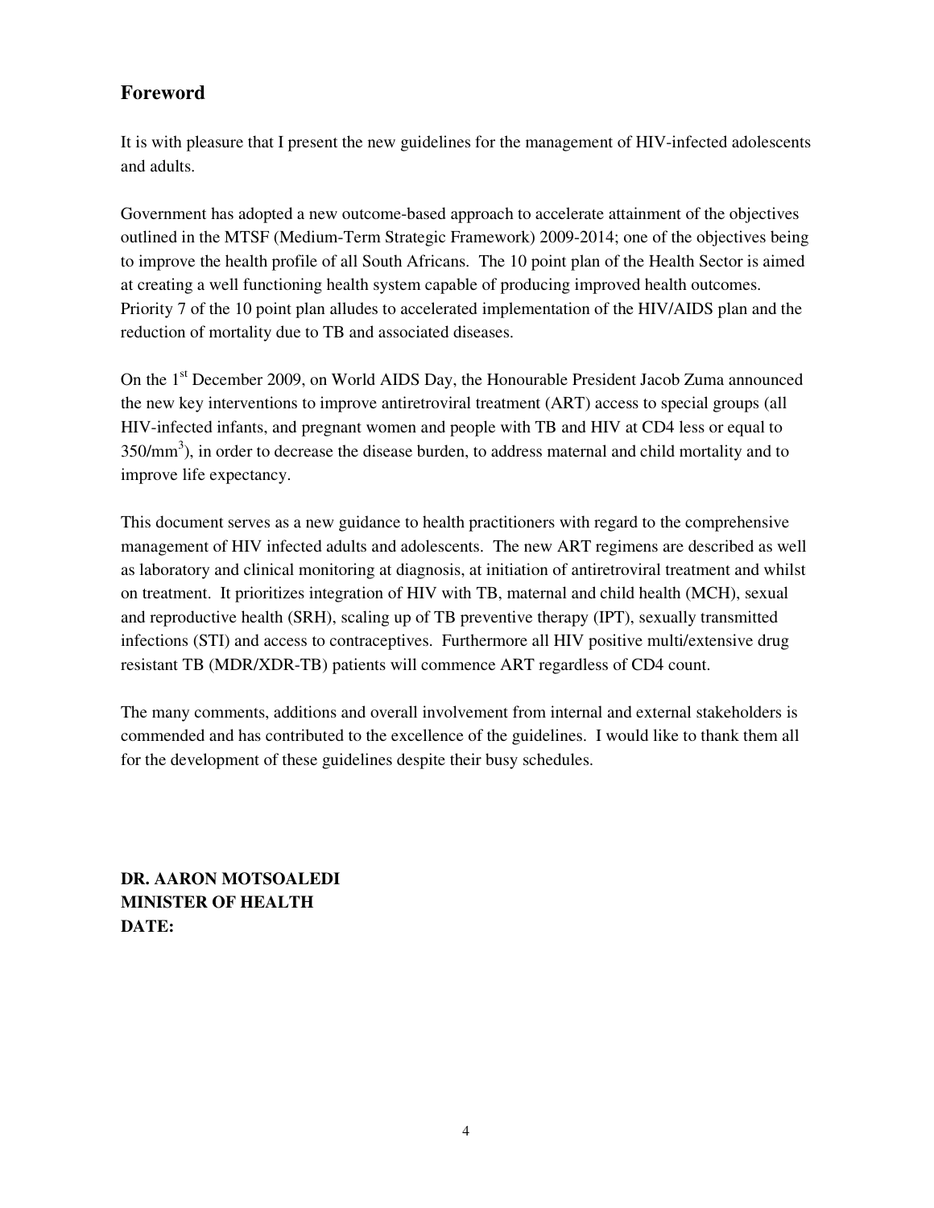## Foreword

It is with pleasure that I present the new guidelines for the management of HIV-infected adolescents and adults.

Government has adopted a new outcome-based approach to accelerate attainment of the objectives outlined in the MTSF (Medium-Term Strategic Framework) 2009-2014; one of the objectives being to improve the health profile of all South Africans. The 10 point plan of the Health Sector is aimed at creating a well functioning health system capable of producing improved health outcomes. Priority 7 of the 10 point plan alludes to accelerated implementation of the HIV/AIDS plan and the reduction of mortality due to TB and associated diseases.

On the 1st December 2009, on World AIDS Day, the Honourable President Jacob Zuma announced the new key interventions to improve antiretroviral treatment (ART) access to special groups (all HIV-infected infants, and pregnant women and people with TB and HIV at CD4 less or equal to $350/mm^3$), in order to decrease the disease burden, to address maternal and child mortality and to improve life expectancy.

This document serves as a new guidance to health practitioners with regard to the comprehensive management of HIV infected adults and adolescents. The new ART regimens are described as well as laboratory and clinical monitoring at diagnosis, at initiation of antiretroviral treatment and whilst on treatment. It prioritizes integration of HIV with TB, maternal and child health (MCH), sexual and reproductive health (SRH), scaling up of TB preventive therapy (IPT), sexually transmitted infections (STI) and access to contraceptives. Furthermore all HIV positive multi/extensive drug resistant TB (MDR/XDR-TB) patients will commence ART regardless of CD4 count.

The many comments, additions and overall involvement from internal and external stakeholders is commended and has contributed to the excellence of the guidelines. I would like to thank them all for the development of these guidelines despite their busy schedules.

**DR. AARON MOTSOALEDI**
**MINISTER OF HEALTH**
**DATE:**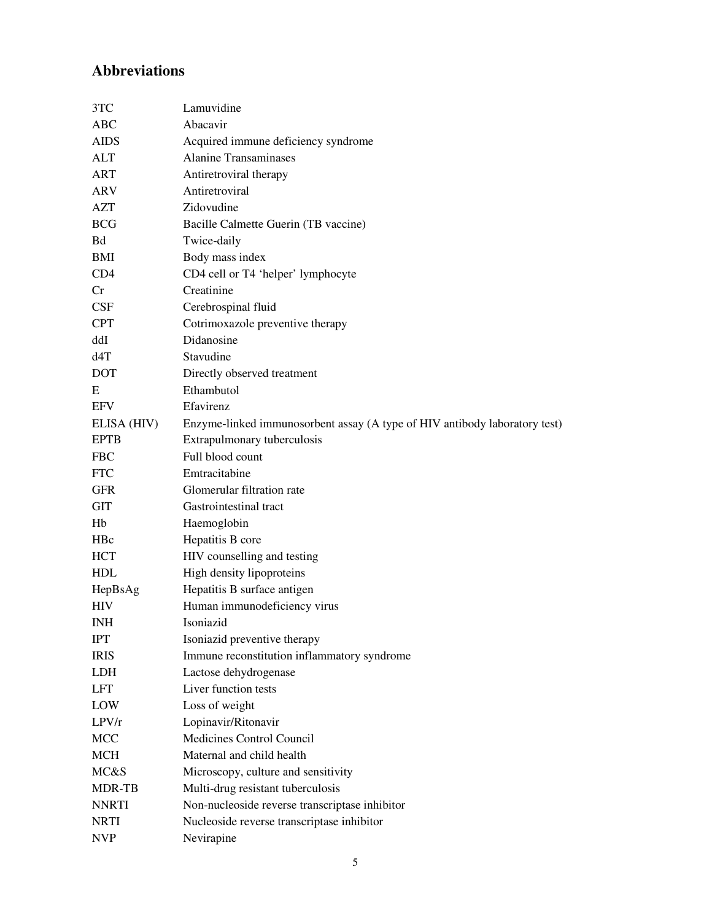## Abbreviations

| | |
|---|---|
| 3TC | Lamuvidine |
| ABC | Abacavir |
| AIDS | Acquired immune deficiency syndrome |
| ALT | Alanine Transaminases |
| ART | Antiretroviral therapy |
| ARV | Antiretroviral |
| AZT | Zidovudine |
| BCG | Bacille Calmette Guerin (TB vaccine) |
| Bd | Twice-daily |
| BMI | Body mass index |
| CD4 | CD4 cell or T4 'helper' lymphocyte |
| Cr | Creatinine |
| CSF | Cerebrospinal fluid |
| CPT | Cotrimoxazole preventive therapy |
| ddI | Didanosine |
| d4T | Stavudine |
| DOT | Directly observed treatment |
| E | Ethambutol |
| EFV | Efavirenz |
| ELISA (HIV) | Enzyme-linked immunosorbent assay (A type of HIV antibody laboratory test) |
| EPTB | Extrapulmonary tuberculosis |
| FBC | Full blood count |
| FTC | Emtracitabine |
| GFR | Glomerular filtration rate |
| GIT | Gastrointestinal tract |
| Hb | Haemoglobin |
| HBc | Hepatitis B core |
| HCT | HIV counselling and testing |
| HDL | High density lipoproteins |
| HepBsAg | Hepatitis B surface antigen |
| HIV | Human immunodeficiency virus |
| INH | Isoniazid |
| IPT | Isoniazid preventive therapy |
| IRIS | Immune reconstitution inflammatory syndrome |
| LDH | Lactose dehydrogenase |
| LFT | Liver function tests |
| LOW | Loss of weight |
| LPV/r | Lopinavir/Ritonavir |
| MCC | Medicines Control Council |
| MCH | Maternal and child health |
| MC&S | Microscopy, culture and sensitivity |
| MDR-TB | Multi-drug resistant tuberculosis |
| NNRTI | Non-nucleoside reverse transcriptase inhibitor |
| NRTI | Nucleoside reverse transcriptase inhibitor |
| NVP | Nevirapine |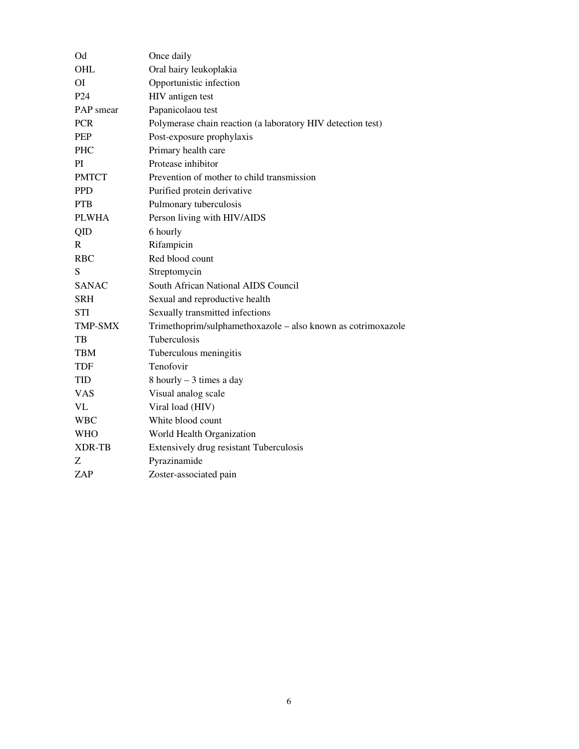| | |
|---|---|
| Od | Once daily |
| OHL | Oral hairy leukoplakia |
| OI | Opportunistic infection |
| P24 | HIV antigen test |
| PAP smear | Papanicolaou test |
| PCR | Polymerase chain reaction (a laboratory HIV detection test) |
| PEP | Post-exposure prophylaxis |
| PHC | Primary health care |
| PI | Protease inhibitor |
| PMTCT | Prevention of mother to child transmission |
| PPD | Purified protein derivative |
| PTB | Pulmonary tuberculosis |
| PLWHA | Person living with HIV/AIDS |
| QID | 6 hourly |
| R | Rifampicin |
| RBC | Red blood count |
| S | Streptomycin |
| SANAC | South African National AIDS Council |
| SRH | Sexual and reproductive health |
| STI | Sexually transmitted infections |
| TMP-SMX | Trimethoprim/sulphamethoxazole – also known as cotrimoxazole |
| TB | Tuberculosis |
| TBM | Tuberculous meningitis |
| TDF | Tenofovir |
| TID | 8 hourly – 3 times a day |
| VAS | Visual analog scale |
| VL | Viral load (HIV) |
| WBC | White blood count |
| WHO | World Health Organization |
| XDR-TB | Extensively drug resistant Tuberculosis |
| Z | Pyrazinamide |
| ZAP | Zoster-associated pain |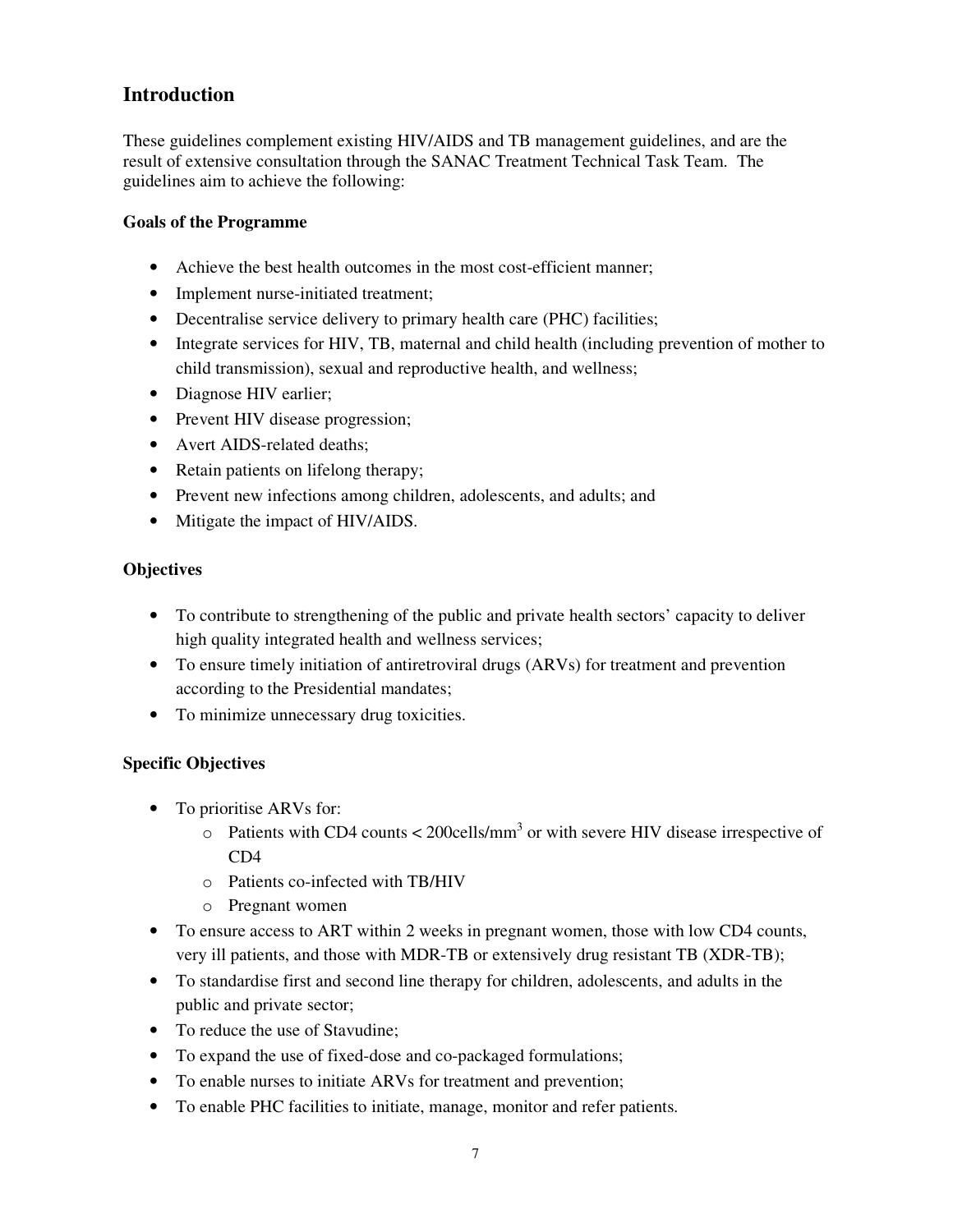## Introduction

These guidelines complement existing HIV/AIDS and TB management guidelines, and are the result of extensive consultation through the SANAC Treatment Technical Task Team. The guidelines aim to achieve the following:

**Goals of the Programme**

- Achieve the best health outcomes in the most cost-efficient manner;
- Implement nurse-initiated treatment;
- Decentralise service delivery to primary health care (PHC) facilities;
- Integrate services for HIV, TB, maternal and child health (including prevention of mother to child transmission), sexual and reproductive health, and wellness;
- Diagnose HIV earlier;
- Prevent HIV disease progression;
- Avert AIDS-related deaths;
- Retain patients on lifelong therapy;
- Prevent new infections among children, adolescents, and adults; and
- Mitigate the impact of HIV/AIDS.

**Objectives**

- To contribute to strengthening of the public and private health sectors' capacity to deliver high quality integrated health and wellness services;
- To ensure timely initiation of antiretroviral drugs (ARVs) for treatment and prevention according to the Presidential mandates;
- To minimize unnecessary drug toxicities.

**Specific Objectives**

- To prioritise ARVs for:
  - Patients with CD4 counts < 200cells/$mm^3$ or with severe HIV disease irrespective of CD4
  - Patients co-infected with TB/HIV
  - Pregnant women
- To ensure access to ART within 2 weeks in pregnant women, those with low CD4 counts, very ill patients, and those with MDR-TB or extensively drug resistant TB (XDR-TB);
- To standardise first and second line therapy for children, adolescents, and adults in the public and private sector;
- To reduce the use of Stavudine;
- To expand the use of fixed-dose and co-packaged formulations;
- To enable nurses to initiate ARVs for treatment and prevention;
- To enable PHC facilities to initiate, manage, monitor and refer patients.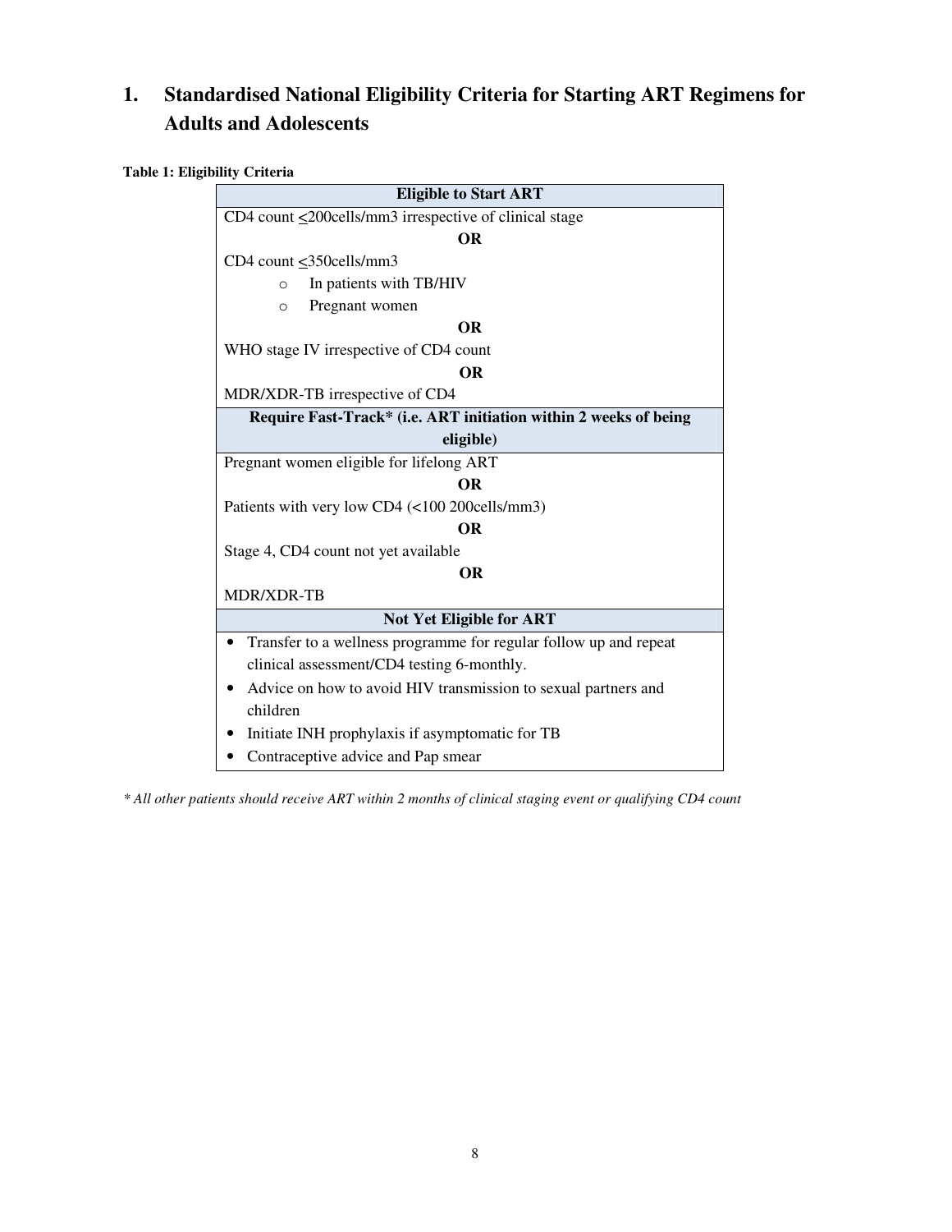# 1. Standardised National Eligibility Criteria for Starting ART Regimens for Adults and Adolescents

**Table 1: Eligibility Criteria**

| **Eligible to Start ART** |
| --- |
| CD4 count ≤200cells/mm3 irrespective of clinical stage |
| **OR** |
| CD4 count ≤350cells/mm3<br>○ In patients with TB/HIV<br>○ Pregnant women |
| **OR** |
| WHO stage IV irrespective of CD4 count |
| **OR** |
| MDR/XDR-TB irrespective of CD4 |
| **Require Fast-Track* (i.e. ART initiation within 2 weeks of being eligible)** |
| Pregnant women eligible for lifelong ART |
| **OR** |
| Patients with very low CD4 (<100 200cells/mm3) |
| **OR** |
| Stage 4, CD4 count not yet available |
| **OR** |
| MDR/XDR-TB |
| **Not Yet Eligible for ART** |
| • Transfer to a wellness programme for regular follow up and repeat clinical assessment/CD4 testing 6-monthly.<br>• Advice on how to avoid HIV transmission to sexual partners and children<br>• Initiate INH prophylaxis if asymptomatic for TB<br>• Contraceptive advice and Pap smear |

*\* All other patients should receive ART within 2 months of clinical staging event or qualifying CD4 count*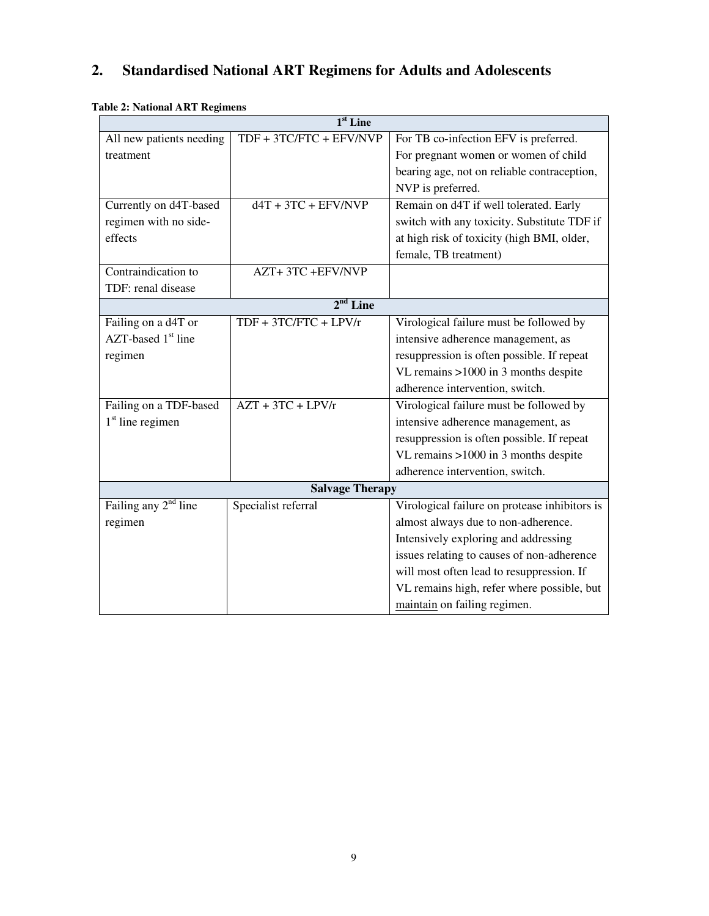## 2. Standardised National ART Regimens for Adults and Adolescents

**Table 2: National ART Regimens**

| **1st Line** | | |
|---|---|---|
| All new patients needing treatment | TDF + 3TC/FTC + EFV/NVP | For TB co-infection EFV is preferred. For pregnant women or women of child bearing age, not on reliable contraception, NVP is preferred. |
| Currently on d4T-based regimen with no side-effects | d4T + 3TC + EFV/NVP | Remain on d4T if well tolerated. Early switch with any toxicity. Substitute TDF if at high risk of toxicity (high BMI, older, female, TB treatment) |
| Contraindication to TDF: renal disease | AZT+ 3TC +EFV/NVP | |
| **2nd Line** | | |
| Failing on a d4T or AZT-based 1st line regimen | TDF + 3TC/FTC + LPV/r | Virological failure must be followed by intensive adherence management, as resuppression is often possible. If repeat VL remains >1000 in 3 months despite adherence intervention, switch. |
| Failing on a TDF-based 1st line regimen | AZT + 3TC + LPV/r | Virological failure must be followed by intensive adherence management, as resuppression is often possible. If repeat VL remains >1000 in 3 months despite adherence intervention, switch. |
| **Salvage Therapy** | | |
| Failing any 2nd line regimen | Specialist referral | Virological failure on protease inhibitors is almost always due to non-adherence. Intensively exploring and addressing issues relating to causes of non-adherence will most often lead to resuppression. If VL remains high, refer where possible, but maintain on failing regimen. |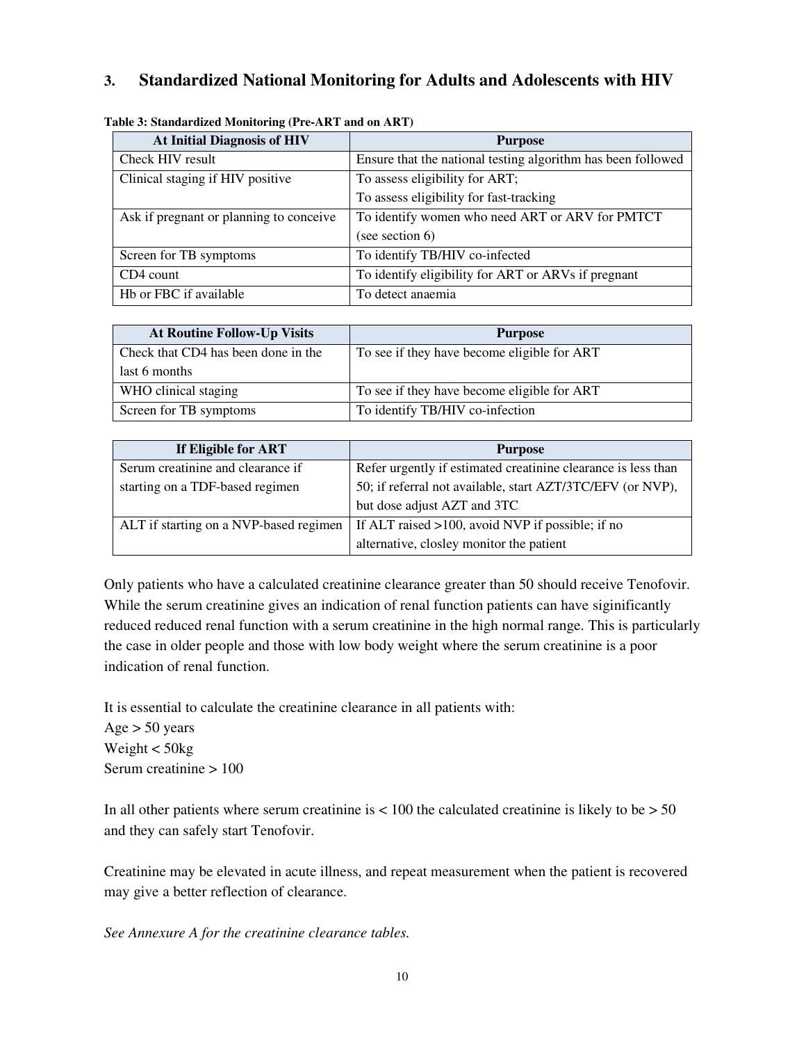## 3. Standardized National Monitoring for Adults and Adolescents with HIV

**Table 3: Standardized Monitoring (Pre-ART and on ART)**

| At Initial Diagnosis of HIV | Purpose |
|---|---|
| Check HIV result | Ensure that the national testing algorithm has been followed |
| Clinical staging if HIV positive | To assess eligibility for ART; To assess eligibility for fast-tracking |
| Ask if pregnant or planning to conceive | To identify women who need ART or ARV for PMTCT (see section 6) |
| Screen for TB symptoms | To identify TB/HIV co-infected |
| CD4 count | To identify eligibility for ART or ARVs if pregnant |
| Hb or FBC if available | To detect anaemia |

| At Routine Follow-Up Visits | Purpose |
|---|---|
| Check that CD4 has been done in the last 6 months | To see if they have become eligible for ART |
| WHO clinical staging | To see if they have become eligible for ART |
| Screen for TB symptoms | To identify TB/HIV co-infection |

| If Eligible for ART | Purpose |
|---|---|
| Serum creatinine and clearance if starting on a TDF-based regimen | Refer urgently if estimated creatinine clearance is less than 50; if referral not available, start AZT/3TC/EFV (or NVP), but dose adjust AZT and 3TC |
| ALT if starting on a NVP-based regimen | If ALT raised >100, avoid NVP if possible; if no alternative, closley monitor the patient |

Only patients who have a calculated creatinine clearance greater than 50 should receive Tenofovir. While the serum creatinine gives an indication of renal function patients can have siginificantly reduced reduced renal function with a serum creatinine in the high normal range. This is particularly the case in older people and those with low body weight where the serum creatinine is a poor indication of renal function.

It is essential to calculate the creatinine clearance in all patients with:
Age > 50 years
Weight < 50kg
Serum creatinine > 100

In all other patients where serum creatinine is < 100 the calculated creatinine is likely to be > 50 and they can safely start Tenofovir.

Creatinine may be elevated in acute illness, and repeat measurement when the patient is recovered may give a better reflection of clearance.

*See Annexure A for the creatinine clearance tables.*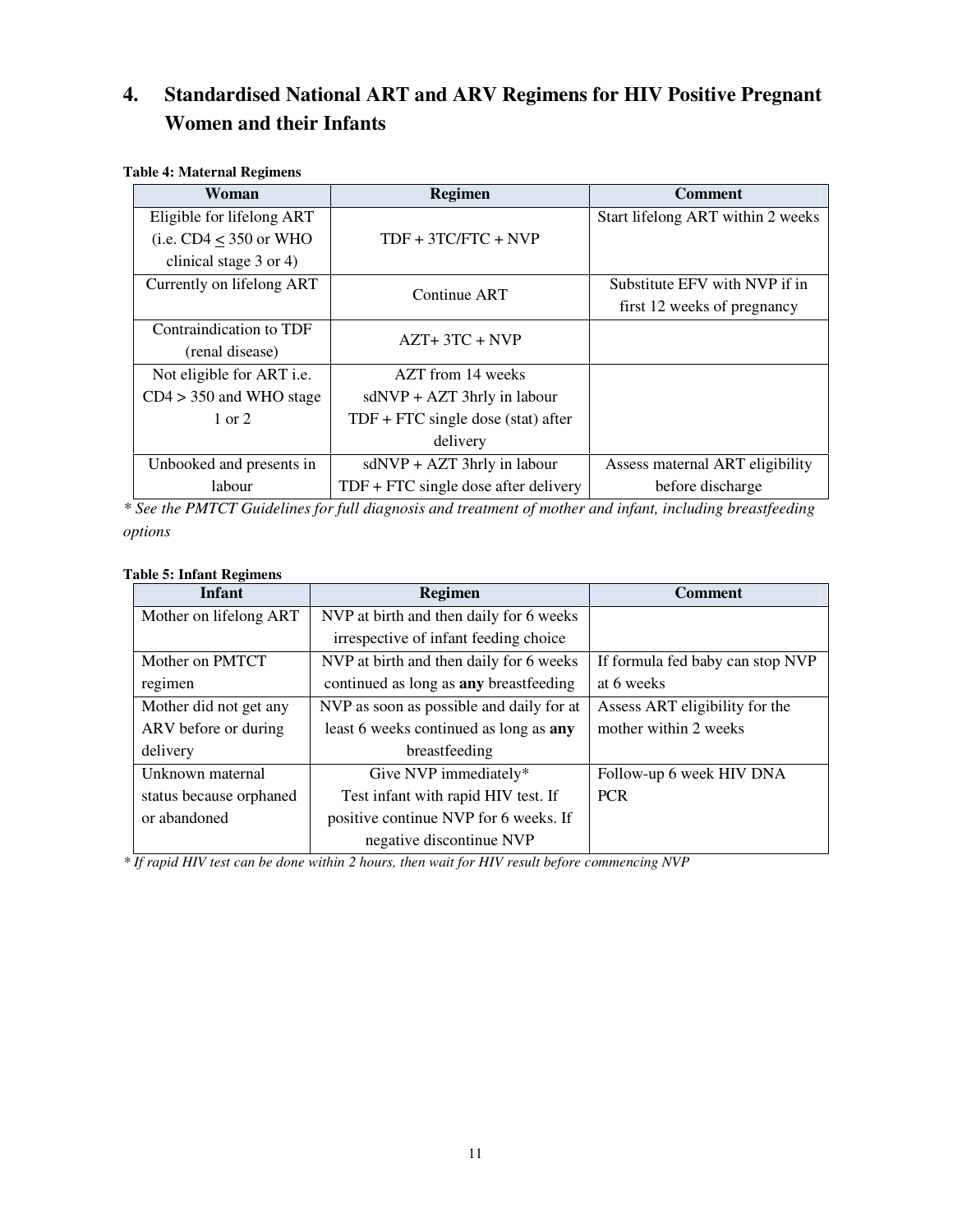# 4. Standardised National ART and ARV Regimens for HIV Positive Pregnant Women and their Infants

**Table 4: Maternal Regimens**

| Woman | Regimen | Comment |
|---|---|---|
| Eligible for lifelong ART (i.e. CD4 $\leq$ 350 or WHO clinical stage 3 or 4) | TDF + 3TC/FTC + NVP | Start lifelong ART within 2 weeks |
| Currently on lifelong ART | Continue ART | Substitute EFV with NVP if in first 12 weeks of pregnancy |
| Contraindication to TDF (renal disease) | AZT+ 3TC + NVP | |
| Not eligible for ART i.e. CD4 > 350 and WHO stage 1 or 2 | AZT from 14 weeks<br>sdNVP + AZT 3hrly in labour<br>TDF + FTC single dose (stat) after delivery | |
| Unbooked and presents in labour | sdNVP + AZT 3hrly in labour<br>TDF + FTC single dose after delivery | Assess maternal ART eligibility before discharge |

*\* See the PMTCT Guidelines for full diagnosis and treatment of mother and infant, including breastfeeding options*

**Table 5: Infant Regimens**

| Infant | Regimen | Comment |
|---|---|---|
| Mother on lifelong ART | NVP at birth and then daily for 6 weeks irrespective of infant feeding choice | |
| Mother on PMTCT regimen | NVP at birth and then daily for 6 weeks continued as long as **any** breastfeeding | If formula fed baby can stop NVP at 6 weeks |
| Mother did not get any ARV before or during delivery | NVP as soon as possible and daily for at least 6 weeks continued as long as **any** breastfeeding | Assess ART eligibility for the mother within 2 weeks |
| Unknown maternal status because orphaned or abandoned | Give NVP immediately*<br>Test infant with rapid HIV test. If positive continue NVP for 6 weeks. If negative discontinue NVP | Follow-up 6 week HIV DNA PCR |

*\* If rapid HIV test can be done within 2 hours, then wait for HIV result before commencing NVP*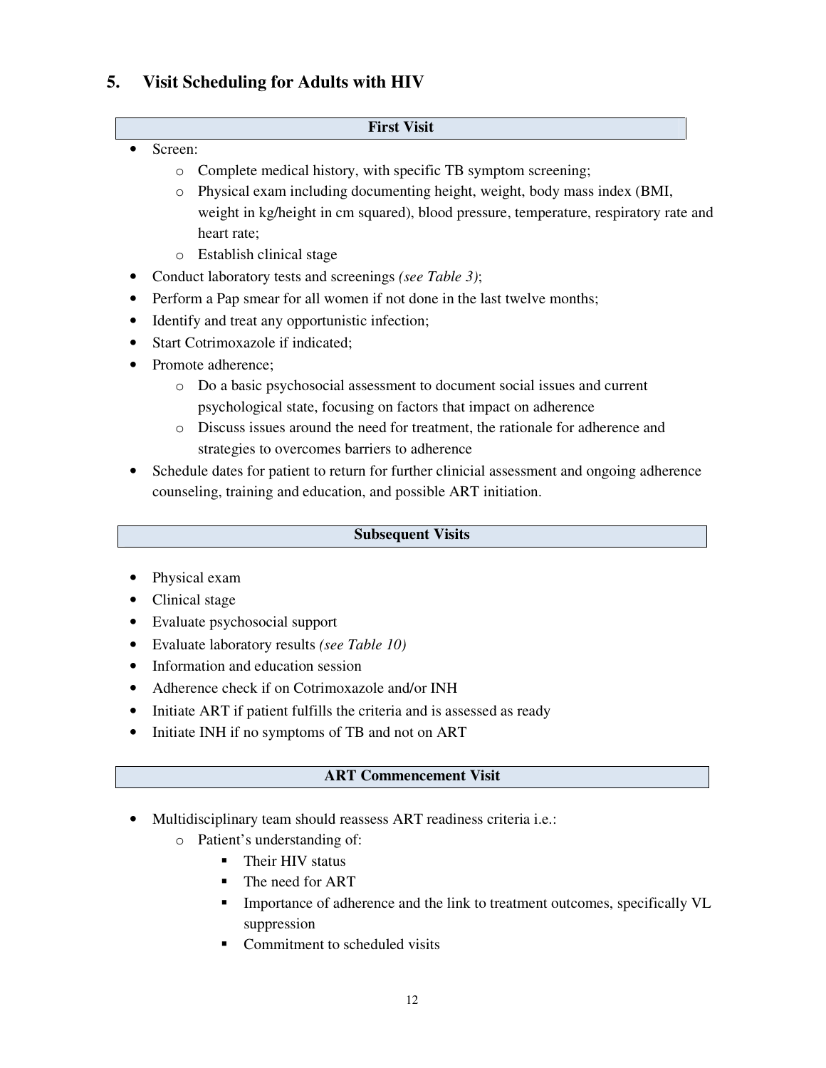## 5. Visit Scheduling for Adults with HIV

**First Visit**

- Screen:
  - Complete medical history, with specific TB symptom screening;
  - Physical exam including documenting height, weight, body mass index (BMI, weight in kg/height in cm squared), blood pressure, temperature, respiratory rate and heart rate;
  - Establish clinical stage
- Conduct laboratory tests and screenings *(see Table 3)*;
- Perform a Pap smear for all women if not done in the last twelve months;
- Identify and treat any opportunistic infection;
- Start Cotrimoxazole if indicated;
- Promote adherence;
  - Do a basic psychosocial assessment to document social issues and current psychological state, focusing on factors that impact on adherence
  - Discuss issues around the need for treatment, the rationale for adherence and strategies to overcomes barriers to adherence
- Schedule dates for patient to return for further clinicial assessment and ongoing adherence counseling, training and education, and possible ART initiation.

**Subsequent Visits**

- Physical exam
- Clinical stage
- Evaluate psychosocial support
- Evaluate laboratory results *(see Table 10)*
- Information and education session
- Adherence check if on Cotrimoxazole and/or INH
- Initiate ART if patient fulfills the criteria and is assessed as ready
- Initiate INH if no symptoms of TB and not on ART

**ART Commencement Visit**

- Multidisciplinary team should reassess ART readiness criteria i.e.:
  - Patient's understanding of:
    - Their HIV status
    - The need for ART
    - Importance of adherence and the link to treatment outcomes, specifically VL suppression
    - Commitment to scheduled visits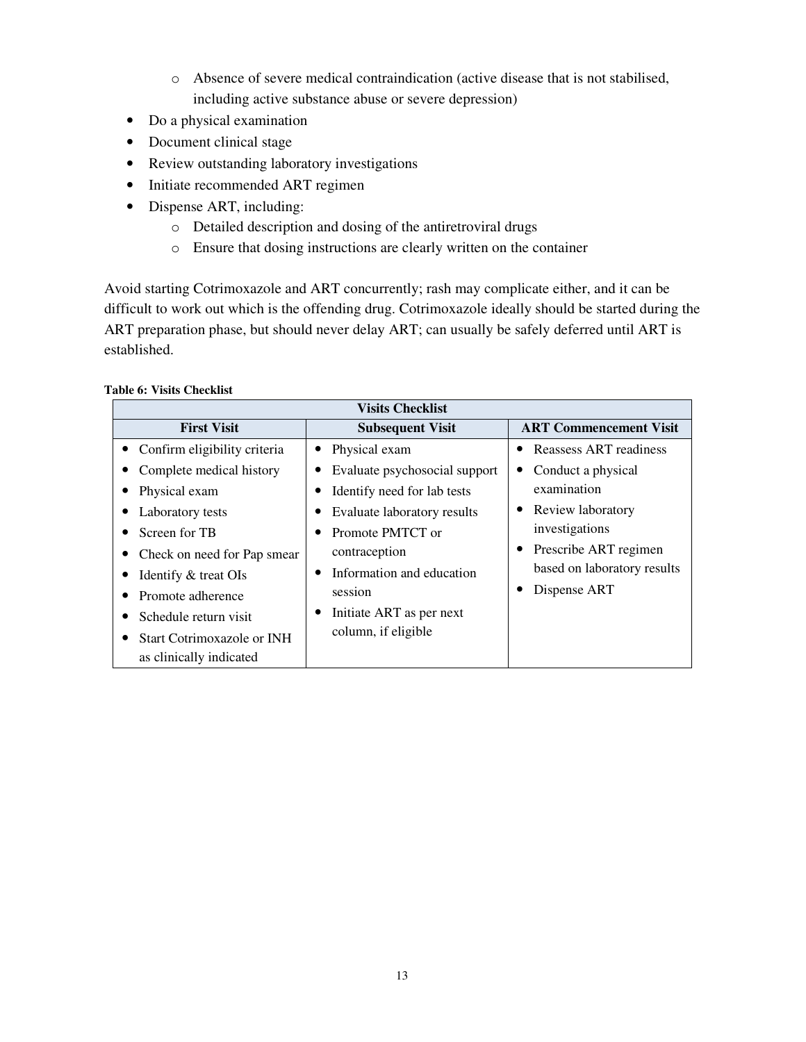- Absence of severe medical contraindication (active disease that is not stabilised, including active substance abuse or severe depression)
- Do a physical examination
- Document clinical stage
- Review outstanding laboratory investigations
- Initiate recommended ART regimen
- Dispense ART, including:
    - Detailed description and dosing of the antiretroviral drugs
    - Ensure that dosing instructions are clearly written on the container

Avoid starting Cotrimoxazole and ART concurrently; rash may complicate either, and it can be difficult to work out which is the offending drug. Cotrimoxazole ideally should be started during the ART preparation phase, but should never delay ART; can usually be safely deferred until ART is established.

**Table 6: Visits Checklist**

| Visits Checklist | | |
|---|---|---|
| **First Visit** | **Subsequent Visit** | **ART Commencement Visit** |
| • Confirm eligibility criteria<br>• Complete medical history<br>• Physical exam<br>• Laboratory tests<br>• Screen for TB<br>• Check on need for Pap smear<br>• Identify & treat OIs<br>• Promote adherence<br>• Schedule return visit<br>• Start Cotrimoxazole or INH as clinically indicated | • Physical exam<br>• Evaluate psychosocial support<br>• Identify need for lab tests<br>• Evaluate laboratory results<br>• Promote PMTCT or contraception<br>• Information and education session<br>• Initiate ART as per next column, if eligible | • Reassess ART readiness<br>• Conduct a physical examination<br>• Review laboratory investigations<br>• Prescribe ART regimen based on laboratory results<br>• Dispense ART |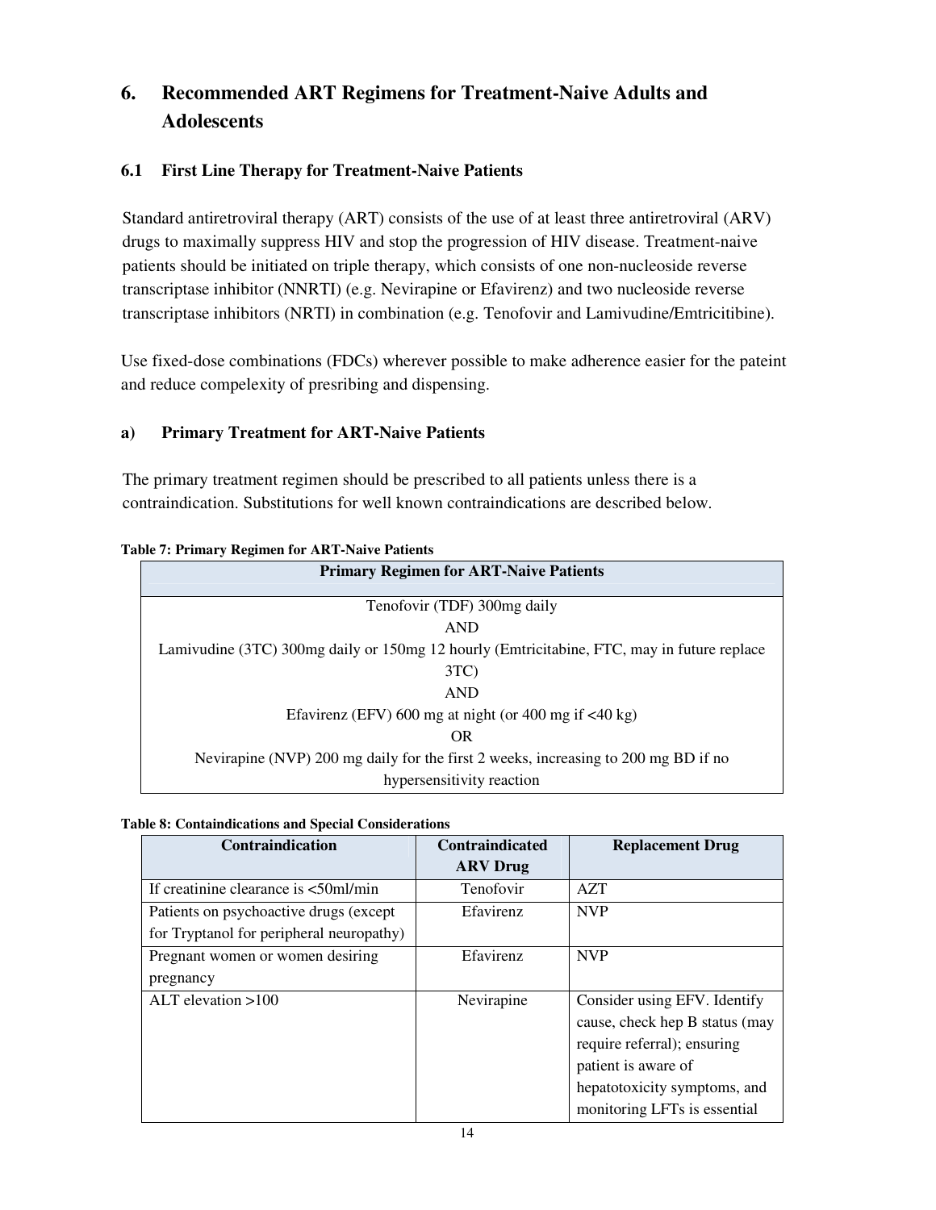# 6. Recommended ART Regimens for Treatment-Naive Adults and Adolescents

## 6.1 First Line Therapy for Treatment-Naive Patients

Standard antiretroviral therapy (ART) consists of the use of at least three antiretroviral (ARV) drugs to maximally suppress HIV and stop the progression of HIV disease. Treatment-naive patients should be initiated on triple therapy, which consists of one non-nucleoside reverse transcriptase inhibitor (NNRTI) (e.g. Nevirapine or Efavirenz) and two nucleoside reverse transcriptase inhibitors (NRTI) in combination (e.g. Tenofovir and Lamivudine/Emtricitibine).

Use fixed-dose combinations (FDCs) wherever possible to make adherence easier for the pateint and reduce compelexity of presribing and dispensing.

### a) Primary Treatment for ART-Naive Patients

The primary treatment regimen should be prescribed to all patients unless there is a contraindication. Substitutions for well known contraindications are described below.

**Table 7: Primary Regimen for ART-Naive Patients**

| Primary Regimen for ART-Naive Patients |
|---|
| Tenofovir (TDF) 300mg daily<br>AND<br>Lamivudine (3TC) 300mg daily or 150mg 12 hourly (Emtricitabine, FTC, may in future replace 3TC)<br>AND<br>Efavirenz (EFV) 600 mg at night (or 400 mg if <40 kg)<br>OR<br>Nevirapine (NVP) 200 mg daily for the first 2 weeks, increasing to 200 mg BD if no hypersensitivity reaction |

**Table 8: Containdications and Special Considerations**

| Contraindication | Contraindicated ARV Drug | Replacement Drug |
|---|---|---|
| If creatinine clearance is <50ml/min | Tenofovir | AZT |
| Patients on psychoactive drugs (except for Tryptanol for peripheral neuropathy) | Efavirenz | NVP |
| Pregnant women or women desiring pregnancy | Efavirenz | NVP |
| ALT elevation >100 | Nevirapine | Consider using EFV. Identify cause, check hep B status (may require referral); ensuring patient is aware of hepatotoxicity symptoms, and monitoring LFTs is essential |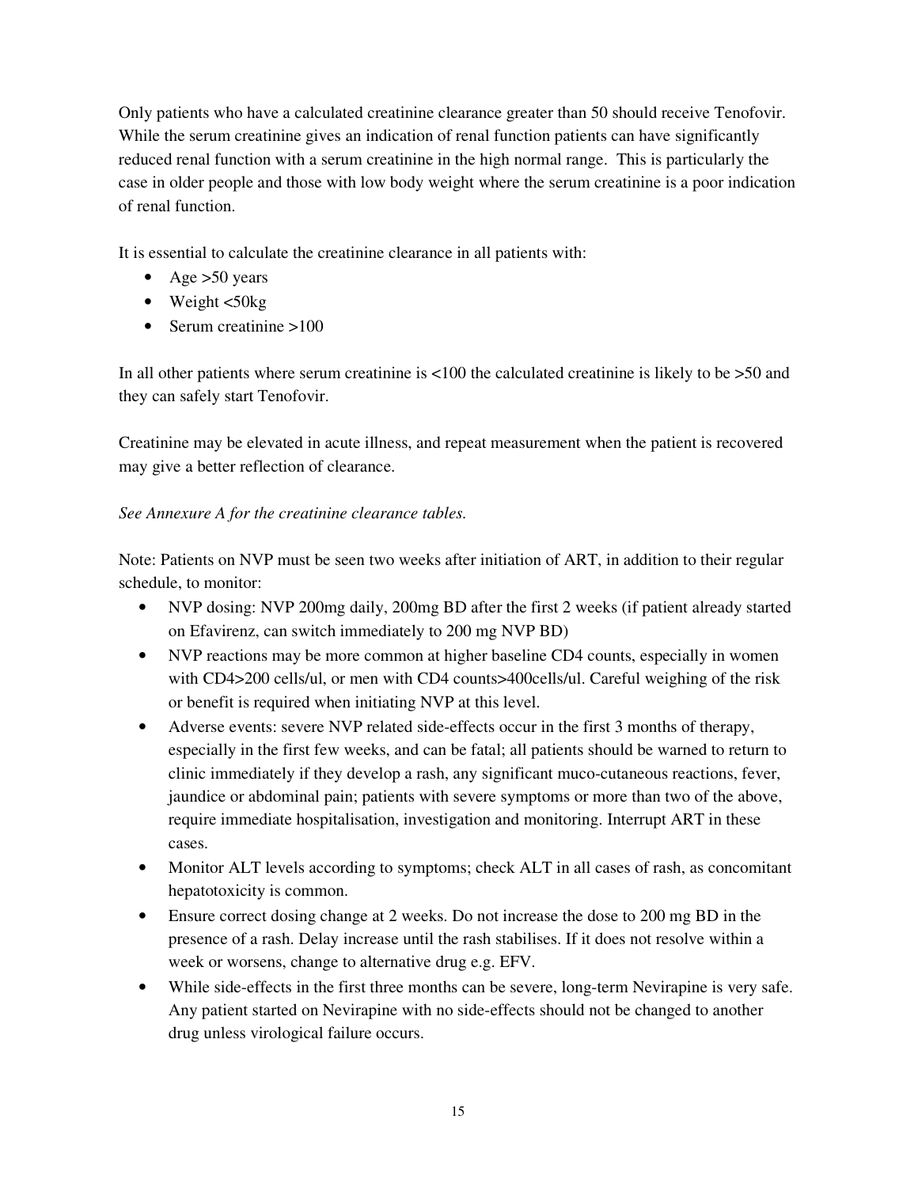Only patients who have a calculated creatinine clearance greater than 50 should receive Tenofovir. While the serum creatinine gives an indication of renal function patients can have significantly reduced renal function with a serum creatinine in the high normal range. This is particularly the case in older people and those with low body weight where the serum creatinine is a poor indication of renal function.

It is essential to calculate the creatinine clearance in all patients with:

- Age >50 years
- Weight <50kg
- Serum creatinine >100

In all other patients where serum creatinine is <100 the calculated creatinine is likely to be >50 and they can safely start Tenofovir.

Creatinine may be elevated in acute illness, and repeat measurement when the patient is recovered may give a better reflection of clearance.

*See Annexure A for the creatinine clearance tables.*

Note: Patients on NVP must be seen two weeks after initiation of ART, in addition to their regular schedule, to monitor:

- NVP dosing: NVP 200mg daily, 200mg BD after the first 2 weeks (if patient already started on Efavirenz, can switch immediately to 200 mg NVP BD)
- NVP reactions may be more common at higher baseline CD4 counts, especially in women with CD4>200 cells/ul, or men with CD4 counts>400cells/ul. Careful weighing of the risk or benefit is required when initiating NVP at this level.
- Adverse events: severe NVP related side-effects occur in the first 3 months of therapy, especially in the first few weeks, and can be fatal; all patients should be warned to return to clinic immediately if they develop a rash, any significant muco-cutaneous reactions, fever, jaundice or abdominal pain; patients with severe symptoms or more than two of the above, require immediate hospitalisation, investigation and monitoring. Interrupt ART in these cases.
- Monitor ALT levels according to symptoms; check ALT in all cases of rash, as concomitant hepatotoxicity is common.
- Ensure correct dosing change at 2 weeks. Do not increase the dose to 200 mg BD in the presence of a rash. Delay increase until the rash stabilises. If it does not resolve within a week or worsens, change to alternative drug e.g. EFV.
- While side-effects in the first three months can be severe, long-term Nevirapine is very safe. Any patient started on Nevirapine with no side-effects should not be changed to another drug unless virological failure occurs.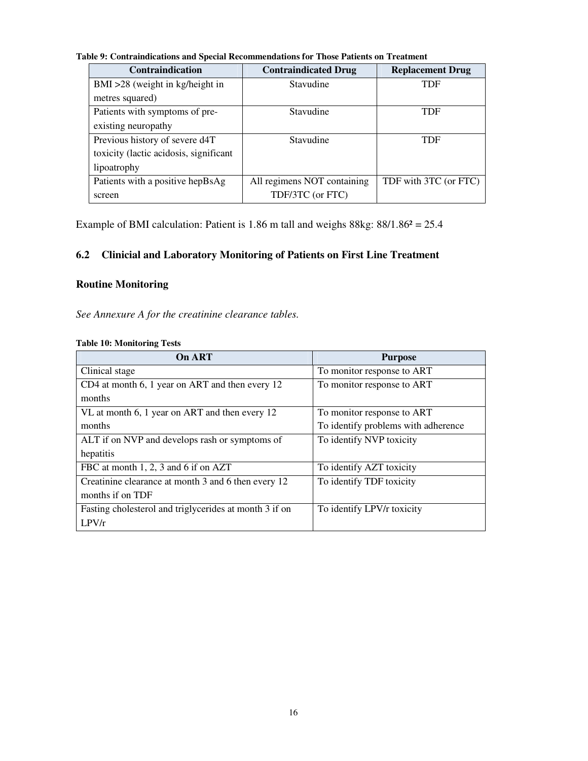**Table 9: Contraindications and Special Recommendations for Those Patients on Treatment**

| Contraindication | Contraindicated Drug | Replacement Drug |
|---|---|---|
| BMI >28 (weight in kg/height in metres squared) | Stavudine | TDF |
| Patients with symptoms of pre-existing neuropathy | Stavudine | TDF |
| Previous history of severe d4T toxicity (lactic acidosis, significant lipoatrophy | Stavudine | TDF |
| Patients with a positive hepBsAg screen | All regimens NOT containing TDF/3TC (or FTC) | TDF with 3TC (or FTC) |

Example of BMI calculation: Patient is 1.86 m tall and weighs 88kg: $88/1.86^2 = 25.4$

## 6.2 Clinicial and Laboratory Monitoring of Patients on First Line Treatment

### Routine Monitoring

*See Annexure A for the creatinine clearance tables.*

**Table 10: Monitoring Tests**

| On ART | Purpose |
|---|---|
| Clinical stage | To monitor response to ART |
| CD4 at month 6, 1 year on ART and then every 12 months | To monitor response to ART |
| VL at month 6, 1 year on ART and then every 12 months | To monitor response to ART<br>To identify problems with adherence |
| ALT if on NVP and develops rash or symptoms of hepatitis | To identify NVP toxicity |
| FBC at month 1, 2, 3 and 6 if on AZT | To identify AZT toxicity |
| Creatinine clearance at month 3 and 6 then every 12 months if on TDF | To identify TDF toxicity |
| Fasting cholesterol and triglycerides at month 3 if on LPV/r | To identify LPV/r toxicity |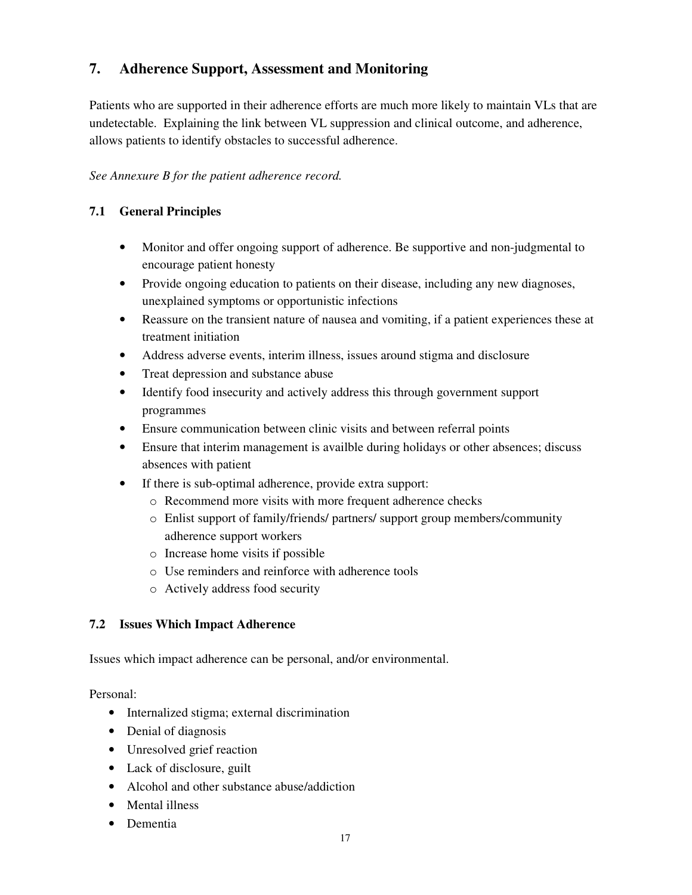## 7. Adherence Support, Assessment and Monitoring

Patients who are supported in their adherence efforts are much more likely to maintain VLs that are undetectable. Explaining the link between VL suppression and clinical outcome, and adherence, allows patients to identify obstacles to successful adherence.

*See Annexure B for the patient adherence record.*

### 7.1 General Principles

- Monitor and offer ongoing support of adherence. Be supportive and non-judgmental to encourage patient honesty
- Provide ongoing education to patients on their disease, including any new diagnoses, unexplained symptoms or opportunistic infections
- Reassure on the transient nature of nausea and vomiting, if a patient experiences these at treatment initiation
- Address adverse events, interim illness, issues around stigma and disclosure
- Treat depression and substance abuse
- Identify food insecurity and actively address this through government support programmes
- Ensure communication between clinic visits and between referral points
- Ensure that interim management is availble during holidays or other absences; discuss absences with patient
- If there is sub-optimal adherence, provide extra support:
    - Recommend more visits with more frequent adherence checks
    - Enlist support of family/friends/ partners/ support group members/community adherence support workers
    - Increase home visits if possible
    - Use reminders and reinforce with adherence tools
    - Actively address food security

### 7.2 Issues Which Impact Adherence

Issues which impact adherence can be personal, and/or environmental.

Personal:

- Internalized stigma; external discrimination
- Denial of diagnosis
- Unresolved grief reaction
- Lack of disclosure, guilt
- Alcohol and other substance abuse/addiction
- Mental illness
- Dementia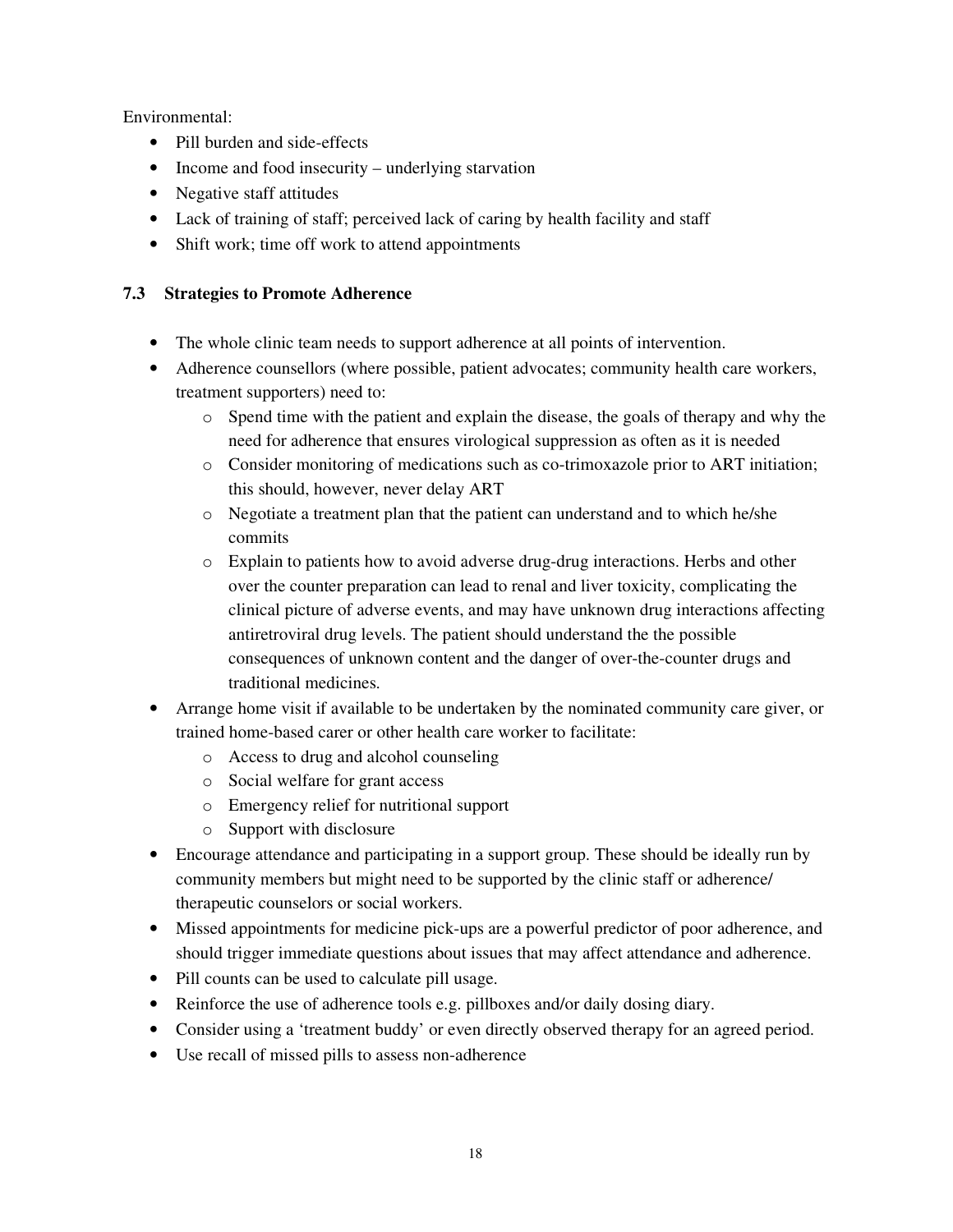Environmental:

- Pill burden and side-effects
- Income and food insecurity – underlying starvation
- Negative staff attitudes
- Lack of training of staff; perceived lack of caring by health facility and staff
- Shift work; time off work to attend appointments

### 7.3 Strategies to Promote Adherence

- The whole clinic team needs to support adherence at all points of intervention.
- Adherence counsellors (where possible, patient advocates; community health care workers, treatment supporters) need to:
  - Spend time with the patient and explain the disease, the goals of therapy and why the need for adherence that ensures virological suppression as often as it is needed
  - Consider monitoring of medications such as co-trimoxazole prior to ART initiation; this should, however, never delay ART
  - Negotiate a treatment plan that the patient can understand and to which he/she commits
  - Explain to patients how to avoid adverse drug-drug interactions. Herbs and other over the counter preparation can lead to renal and liver toxicity, complicating the clinical picture of adverse events, and may have unknown drug interactions affecting antiretroviral drug levels. The patient should understand the the possible consequences of unknown content and the danger of over-the-counter drugs and traditional medicines.
- Arrange home visit if available to be undertaken by the nominated community care giver, or trained home-based carer or other health care worker to facilitate:
  - Access to drug and alcohol counseling
  - Social welfare for grant access
  - Emergency relief for nutritional support
  - Support with disclosure
- Encourage attendance and participating in a support group. These should be ideally run by community members but might need to be supported by the clinic staff or adherence/ therapeutic counselors or social workers.
- Missed appointments for medicine pick-ups are a powerful predictor of poor adherence, and should trigger immediate questions about issues that may affect attendance and adherence.
- Pill counts can be used to calculate pill usage.
- Reinforce the use of adherence tools e.g. pillboxes and/or daily dosing diary.
- Consider using a 'treatment buddy' or even directly observed therapy for an agreed period.
- Use recall of missed pills to assess non-adherence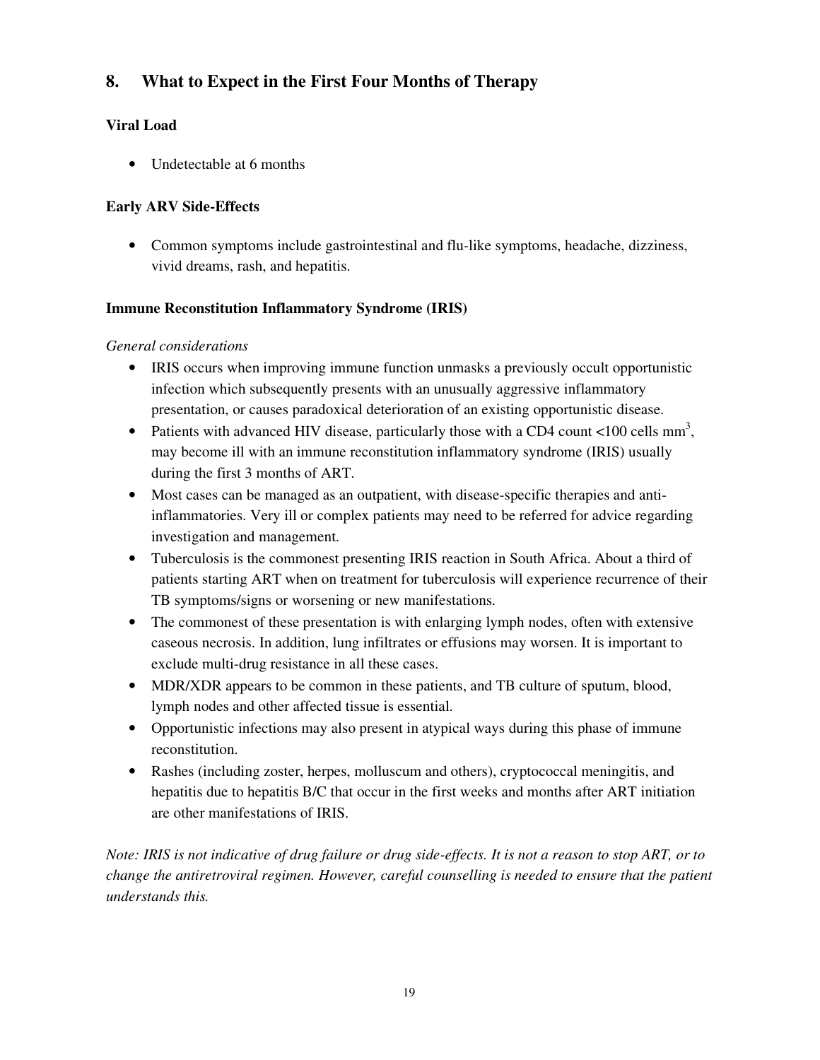## 8. What to Expect in the First Four Months of Therapy

### Viral Load

- Undetectable at 6 months

### Early ARV Side-Effects

- Common symptoms include gastrointestinal and flu-like symptoms, headache, dizziness, vivid dreams, rash, and hepatitis.

### Immune Reconstitution Inflammatory Syndrome (IRIS)

*General considerations*

- IRIS occurs when improving immune function unmasks a previously occult opportunistic infection which subsequently presents with an unusually aggressive inflammatory presentation, or causes paradoxical deterioration of an existing opportunistic disease.
- Patients with advanced HIV disease, particularly those with a CD4 count <100 cells $mm^3$, may become ill with an immune reconstitution inflammatory syndrome (IRIS) usually during the first 3 months of ART.
- Most cases can be managed as an outpatient, with disease-specific therapies and anti-inflammatories. Very ill or complex patients may need to be referred for advice regarding investigation and management.
- Tuberculosis is the commonest presenting IRIS reaction in South Africa. About a third of patients starting ART when on treatment for tuberculosis will experience recurrence of their TB symptoms/signs or worsening or new manifestations.
- The commonest of these presentation is with enlarging lymph nodes, often with extensive caseous necrosis. In addition, lung infiltrates or effusions may worsen. It is important to exclude multi-drug resistance in all these cases.
- MDR/XDR appears to be common in these patients, and TB culture of sputum, blood, lymph nodes and other affected tissue is essential.
- Opportunistic infections may also present in atypical ways during this phase of immune reconstitution.
- Rashes (including zoster, herpes, molluscum and others), cryptococcal meningitis, and hepatitis due to hepatitis B/C that occur in the first weeks and months after ART initiation are other manifestations of IRIS.

*Note: IRIS is not indicative of drug failure or drug side-effects. It is not a reason to stop ART, or to change the antiretroviral regimen. However, careful counselling is needed to ensure that the patient understands this.*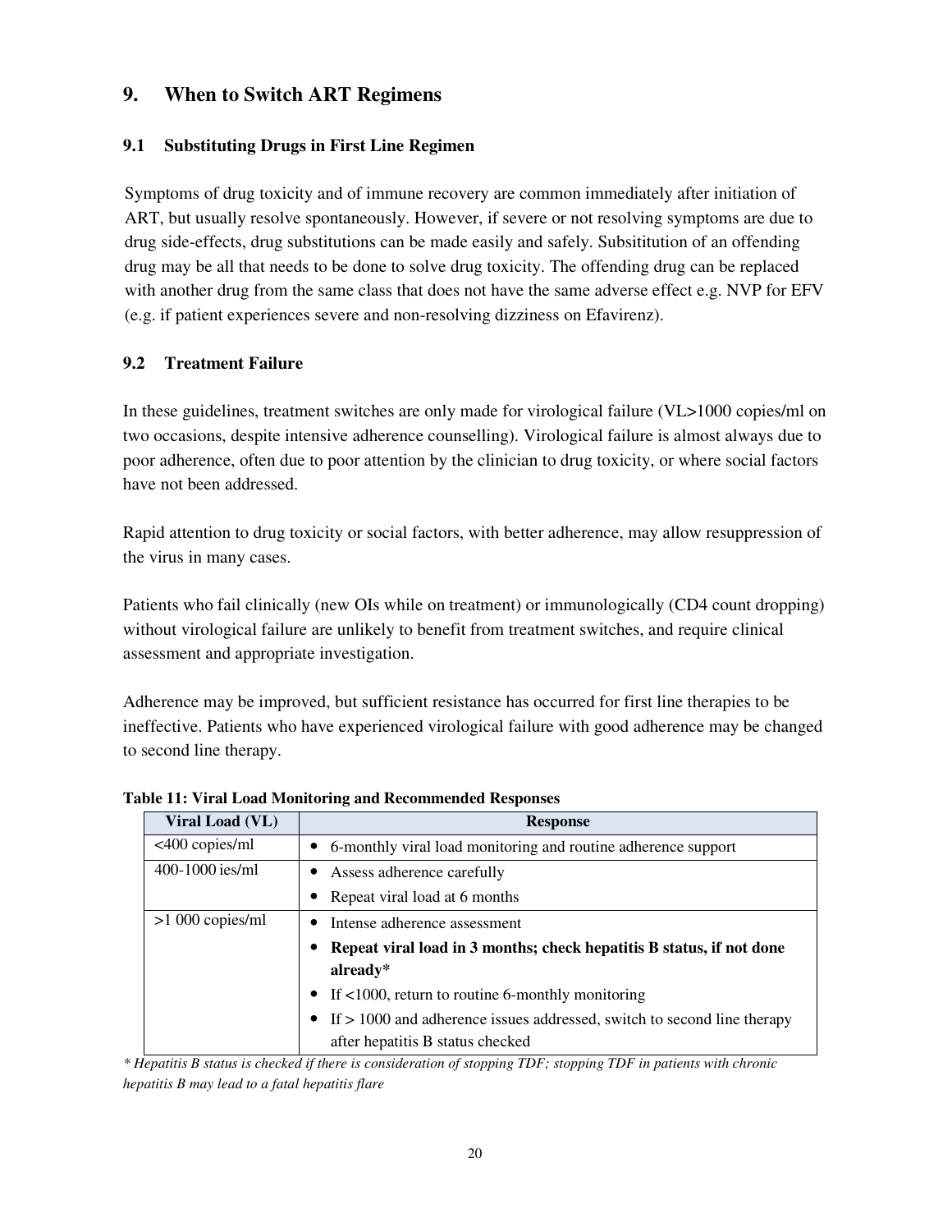## 9. When to Switch ART Regimens

### 9.1 Substituting Drugs in First Line Regimen

Symptoms of drug toxicity and of immune recovery are common immediately after initiation of ART, but usually resolve spontaneously. However, if severe or not resolving symptoms are due to drug side-effects, drug substitutions can be made easily and safely. Subsititution of an offending drug may be all that needs to be done to solve drug toxicity. The offending drug can be replaced with another drug from the same class that does not have the same adverse effect e.g. NVP for EFV (e.g. if patient experiences severe and non-resolving dizziness on Efavirenz).

### 9.2 Treatment Failure

In these guidelines, treatment switches are only made for virological failure (VL>1000 copies/ml on two occasions, despite intensive adherence counselling). Virological failure is almost always due to poor adherence, often due to poor attention by the clinician to drug toxicity, or where social factors have not been addressed.

Rapid attention to drug toxicity or social factors, with better adherence, may allow resuppression of the virus in many cases.

Patients who fail clinically (new OIs while on treatment) or immunologically (CD4 count dropping) without virological failure are unlikely to benefit from treatment switches, and require clinical assessment and appropriate investigation.

Adherence may be improved, but sufficient resistance has occurred for first line therapies to be ineffective. Patients who have experienced virological failure with good adherence may be changed to second line therapy.

**Table 11: Viral Load Monitoring and Recommended Responses**

| Viral Load (VL) | Response |
|---|---|
| <400 copies/ml | • 6-monthly viral load monitoring and routine adherence support |
| 400-1000 ies/ml | • Assess adherence carefully<br>• Repeat viral load at 6 months |
| >1 000 copies/ml | • Intense adherence assessment<br>• **Repeat viral load in 3 months; check hepatitis B status, if not done already***<br>• If <1000, return to routine 6-monthly monitoring<br>• If > 1000 and adherence issues addressed, switch to second line therapy after hepatitis B status checked |

*\* Hepatitis B status is checked if there is consideration of stopping TDF; stopping TDF in patients with chronic hepatitis B may lead to a fatal hepatitis flare*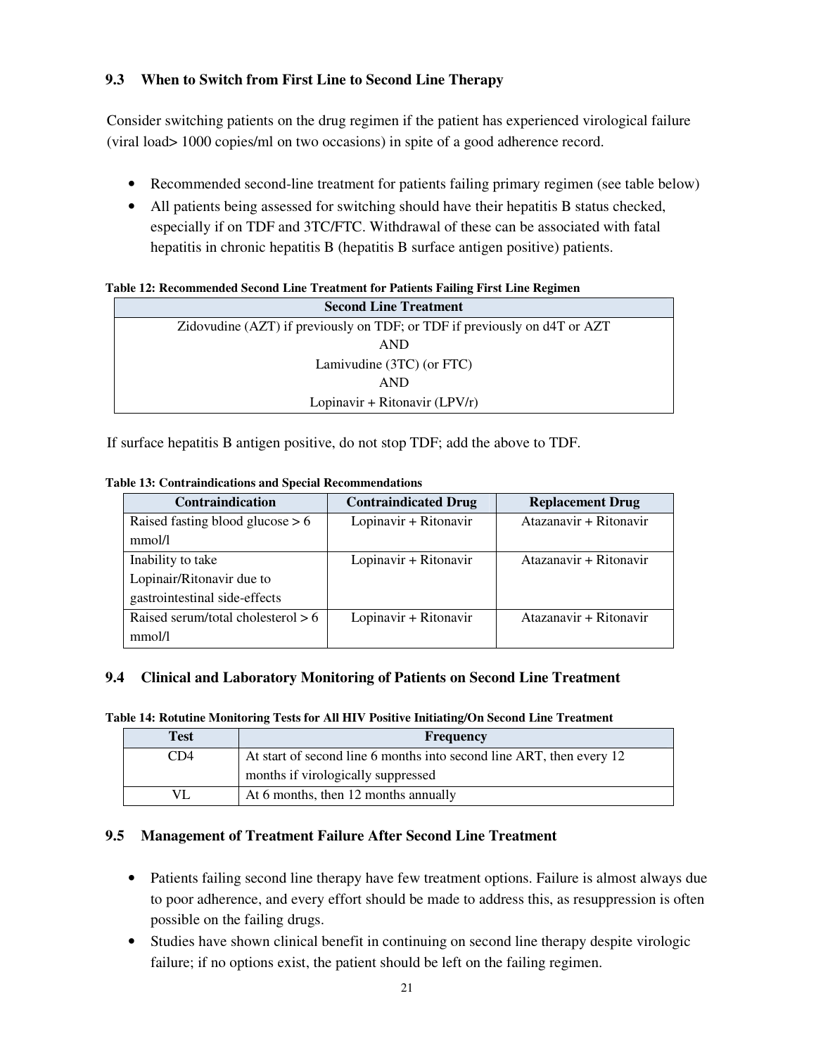### 9.3 When to Switch from First Line to Second Line Therapy

Consider switching patients on the drug regimen if the patient has experienced virological failure (viral load> 1000 copies/ml on two occasions) in spite of a good adherence record.

- Recommended second-line treatment for patients failing primary regimen (see table below)
- All patients being assessed for switching should have their hepatitis B status checked, especially if on TDF and 3TC/FTC. Withdrawal of these can be associated with fatal hepatitis in chronic hepatitis B (hepatitis B surface antigen positive) patients.

**Table 12: Recommended Second Line Treatment for Patients Failing First Line Regimen**

| Second Line Treatment |
|---|
| Zidovudine (AZT) if previously on TDF; or TDF if previously on d4T or AZT<br>AND<br>Lamivudine (3TC) (or FTC)<br>AND<br>Lopinavir + Ritonavir (LPV/r) |

If surface hepatitis B antigen positive, do not stop TDF; add the above to TDF.

**Table 13: Contraindications and Special Recommendations**

| Contraindication | Contraindicated Drug | Replacement Drug |
|---|---|---|
| Raised fasting blood glucose > 6 mmol/l | Lopinavir + Ritonavir | Atazanavir + Ritonavir |
| Inability to take Lopinair/Ritonavir due to gastrointestinal side-effects | Lopinavir + Ritonavir | Atazanavir + Ritonavir |
| Raised serum/total cholesterol > 6 mmol/l | Lopinavir + Ritonavir | Atazanavir + Ritonavir |

### 9.4 Clinical and Laboratory Monitoring of Patients on Second Line Treatment

**Table 14: Rotutine Monitoring Tests for All HIV Positive Initiating/On Second Line Treatment**

| Test | Frequency |
|---|---|
| CD4 | At start of second line 6 months into second line ART, then every 12 months if virologically suppressed |
| VL | At 6 months, then 12 months annually |

### 9.5 Management of Treatment Failure After Second Line Treatment

- Patients failing second line therapy have few treatment options. Failure is almost always due to poor adherence, and every effort should be made to address this, as resuppression is often possible on the failing drugs.
- Studies have shown clinical benefit in continuing on second line therapy despite virologic failure; if no options exist, the patient should be left on the failing regimen.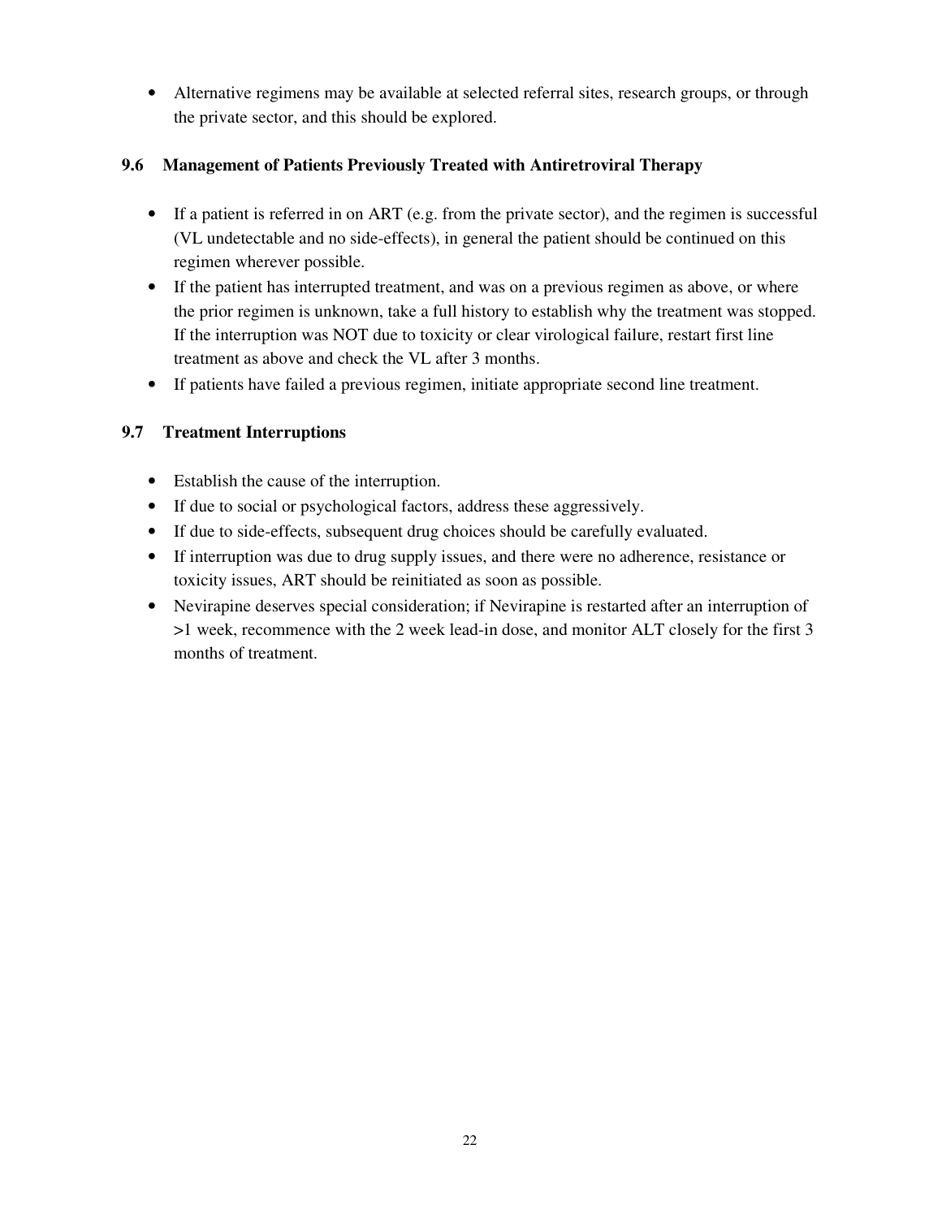- Alternative regimens may be available at selected referral sites, research groups, or through the private sector, and this should be explored.

### 9.6 Management of Patients Previously Treated with Antiretroviral Therapy

- If a patient is referred in on ART (e.g. from the private sector), and the regimen is successful (VL undetectable and no side-effects), in general the patient should be continued on this regimen wherever possible.
- If the patient has interrupted treatment, and was on a previous regimen as above, or where the prior regimen is unknown, take a full history to establish why the treatment was stopped. If the interruption was NOT due to toxicity or clear virological failure, restart first line treatment as above and check the VL after 3 months.
- If patients have failed a previous regimen, initiate appropriate second line treatment.

### 9.7 Treatment Interruptions

- Establish the cause of the interruption.
- If due to social or psychological factors, address these aggressively.
- If due to side-effects, subsequent drug choices should be carefully evaluated.
- If interruption was due to drug supply issues, and there were no adherence, resistance or toxicity issues, ART should be reinitiated as soon as possible.
- Nevirapine deserves special consideration; if Nevirapine is restarted after an interruption of >1 week, recommence with the 2 week lead-in dose, and monitor ALT closely for the first 3 months of treatment.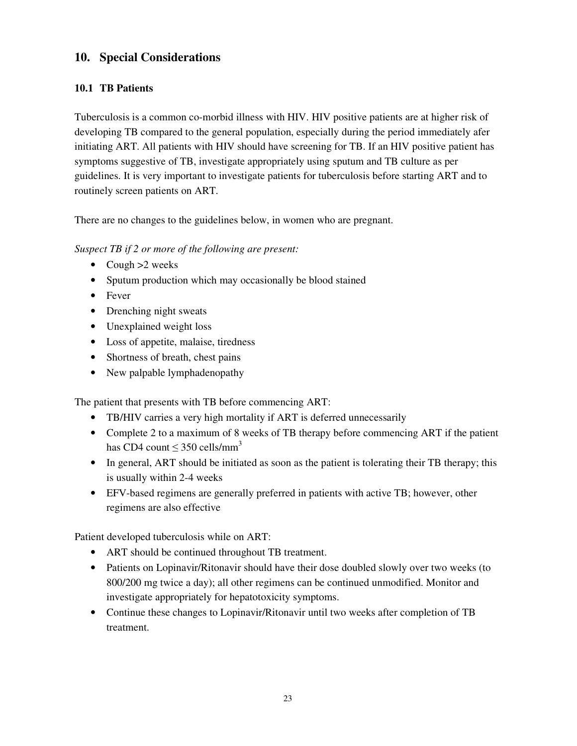## 10. Special Considerations

### 10.1 TB Patients

Tuberculosis is a common co-morbid illness with HIV. HIV positive patients are at higher risk of developing TB compared to the general population, especially during the period immediately afer initiating ART. All patients with HIV should have screening for TB. If an HIV positive patient has symptoms suggestive of TB, investigate appropriately using sputum and TB culture as per guidelines. It is very important to investigate patients for tuberculosis before starting ART and to routinely screen patients on ART.

There are no changes to the guidelines below, in women who are pregnant.

*Suspect TB if 2 or more of the following are present:*

- Cough >2 weeks
- Sputum production which may occasionally be blood stained
- Fever
- Drenching night sweats
- Unexplained weight loss
- Loss of appetite, malaise, tiredness
- Shortness of breath, chest pains
- New palpable lymphadenopathy

The patient that presents with TB before commencing ART:

- TB/HIV carries a very high mortality if ART is deferred unnecessarily
- Complete 2 to a maximum of 8 weeks of TB therapy before commencing ART if the patient has CD4 count $\leq$ 350 cells/mm$^3$
- In general, ART should be initiated as soon as the patient is tolerating their TB therapy; this is usually within 2-4 weeks
- EFV-based regimens are generally preferred in patients with active TB; however, other regimens are also effective

Patient developed tuberculosis while on ART:

- ART should be continued throughout TB treatment.
- Patients on Lopinavir/Ritonavir should have their dose doubled slowly over two weeks (to 800/200 mg twice a day); all other regimens can be continued unmodified. Monitor and investigate appropriately for hepatotoxicity symptoms.
- Continue these changes to Lopinavir/Ritonavir until two weeks after completion of TB treatment.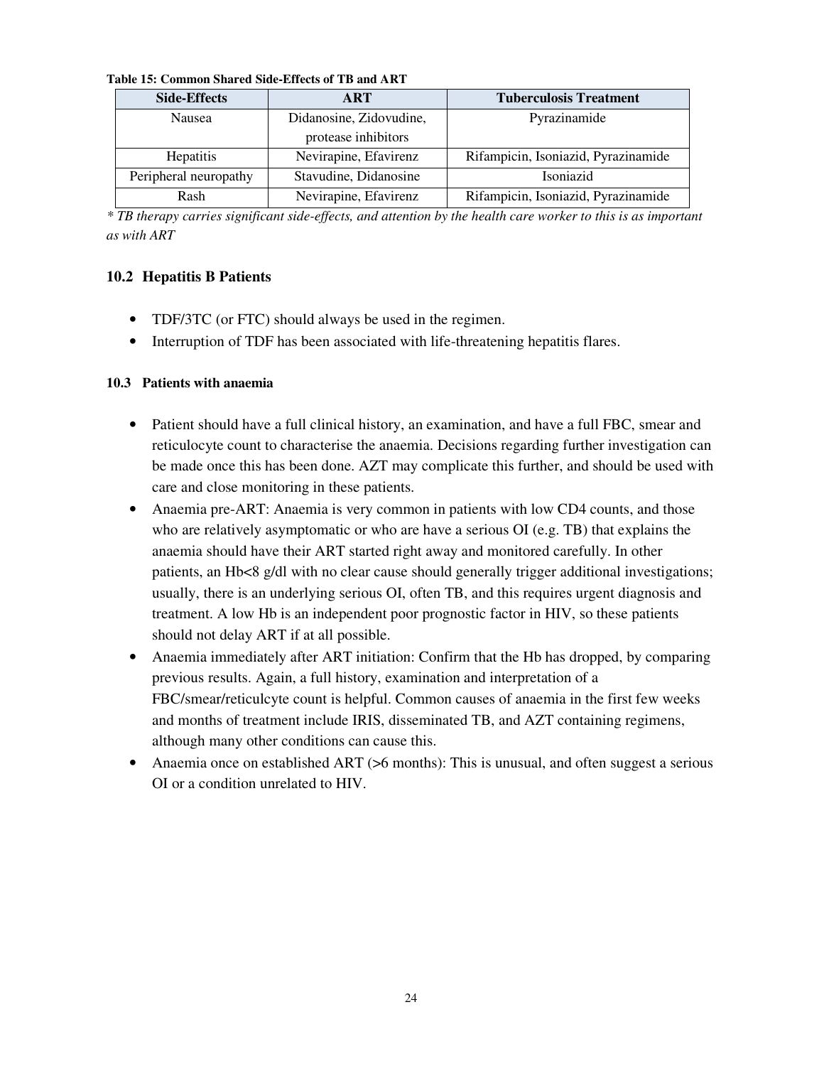**Table 15: Common Shared Side-Effects of TB and ART**

| Side-Effects | ART | Tuberculosis Treatment |
|---|---|---|
| Nausea | Didanosine, Zidovudine, protease inhibitors | Pyrazinamide |
| Hepatitis | Nevirapine, Efavirenz | Rifampicin, Isoniazid, Pyrazinamide |
| Peripheral neuropathy | Stavudine, Didanosine | Isoniazid |
| Rash | Nevirapine, Efavirenz | Rifampicin, Isoniazid, Pyrazinamide |

*\* TB therapy carries significant side-effects, and attention by the health care worker to this is as important as with ART*

## 10.2 Hepatitis B Patients

- TDF/3TC (or FTC) should always be used in the regimen.
- Interruption of TDF has been associated with life-threatening hepatitis flares.

### 10.3 Patients with anaemia

- Patient should have a full clinical history, an examination, and have a full FBC, smear and reticulocyte count to characterise the anaemia. Decisions regarding further investigation can be made once this has been done. AZT may complicate this further, and should be used with care and close monitoring in these patients.
- Anaemia pre-ART: Anaemia is very common in patients with low CD4 counts, and those who are relatively asymptomatic or who are have a serious OI (e.g. TB) that explains the anaemia should have their ART started right away and monitored carefully. In other patients, an Hb<8 g/dl with no clear cause should generally trigger additional investigations; usually, there is an underlying serious OI, often TB, and this requires urgent diagnosis and treatment. A low Hb is an independent poor prognostic factor in HIV, so these patients should not delay ART if at all possible.
- Anaemia immediately after ART initiation: Confirm that the Hb has dropped, by comparing previous results. Again, a full history, examination and interpretation of a FBC/smear/reticulcyte count is helpful. Common causes of anaemia in the first few weeks and months of treatment include IRIS, disseminated TB, and AZT containing regimens, although many other conditions can cause this.
- Anaemia once on established ART (>6 months): This is unusual, and often suggest a serious OI or a condition unrelated to HIV.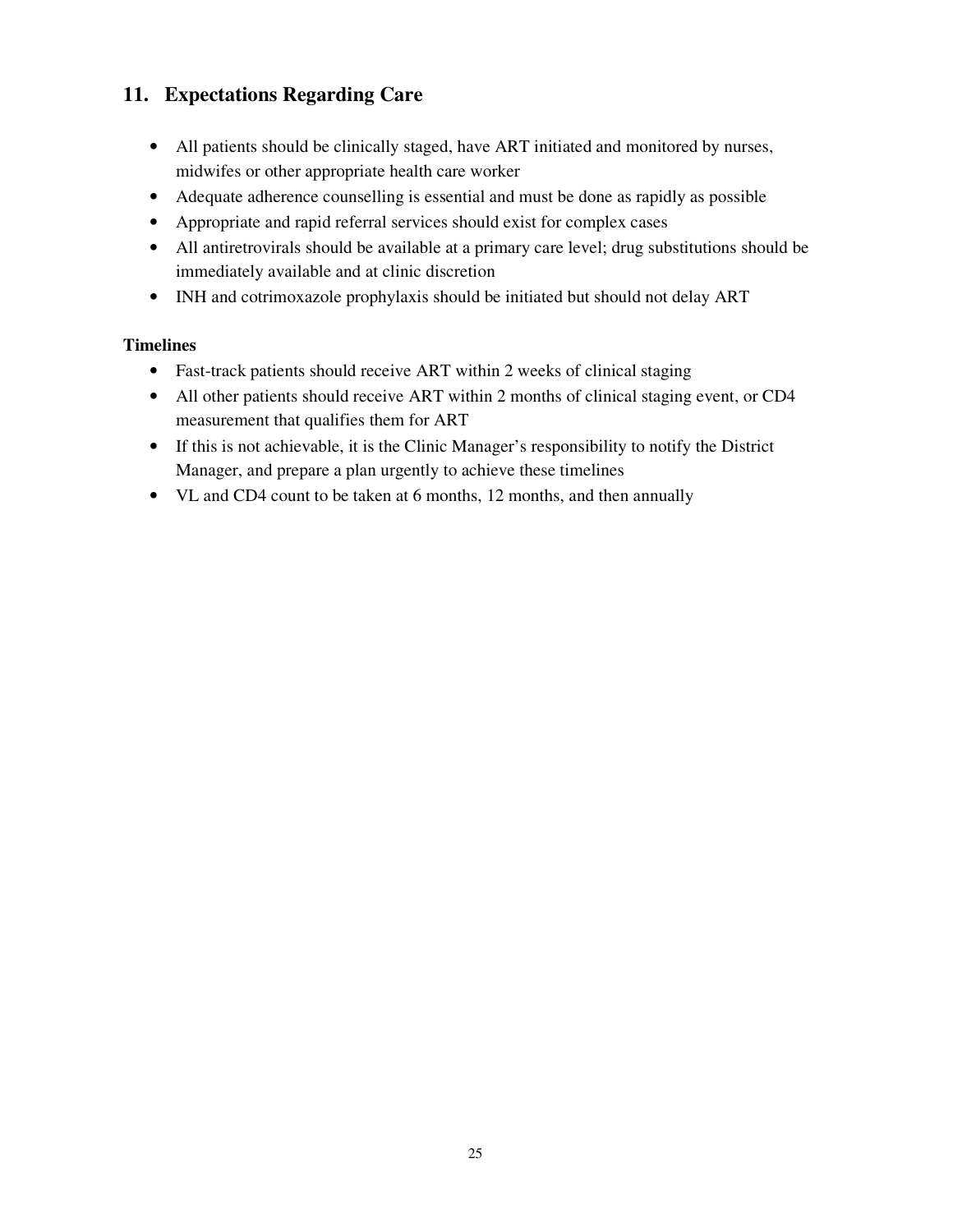## 11. Expectations Regarding Care

- All patients should be clinically staged, have ART initiated and monitored by nurses, midwifes or other appropriate health care worker
- Adequate adherence counselling is essential and must be done as rapidly as possible
- Appropriate and rapid referral services should exist for complex cases
- All antiretrovirals should be available at a primary care level; drug substitutions should be immediately available and at clinic discretion
- INH and cotrimoxazole prophylaxis should be initiated but should not delay ART

**Timelines**

- Fast-track patients should receive ART within 2 weeks of clinical staging
- All other patients should receive ART within 2 months of clinical staging event, or CD4 measurement that qualifies them for ART
- If this is not achievable, it is the Clinic Manager's responsibility to notify the District Manager, and prepare a plan urgently to achieve these timelines
- VL and CD4 count to be taken at 6 months, 12 months, and then annually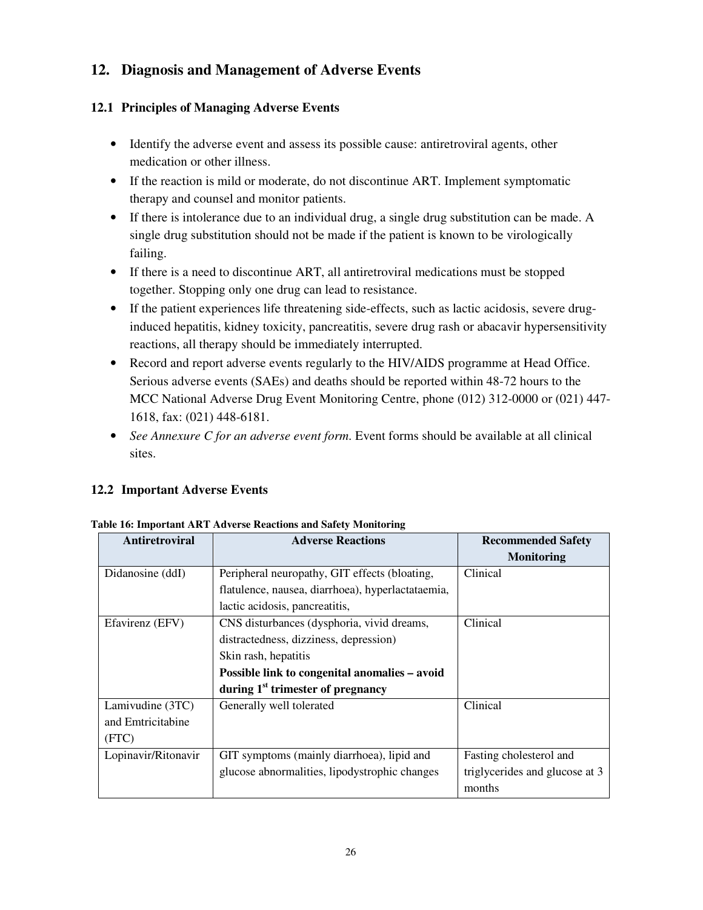## 12. Diagnosis and Management of Adverse Events

### 12.1 Principles of Managing Adverse Events

- Identify the adverse event and assess its possible cause: antiretroviral agents, other medication or other illness.
- If the reaction is mild or moderate, do not discontinue ART. Implement symptomatic therapy and counsel and monitor patients.
- If there is intolerance due to an individual drug, a single drug substitution can be made. A single drug substitution should not be made if the patient is known to be virologically failing.
- If there is a need to discontinue ART, all antiretroviral medications must be stopped together. Stopping only one drug can lead to resistance.
- If the patient experiences life threatening side-effects, such as lactic acidosis, severe drug-induced hepatitis, kidney toxicity, pancreatitis, severe drug rash or abacavir hypersensitivity reactions, all therapy should be immediately interrupted.
- Record and report adverse events regularly to the HIV/AIDS programme at Head Office. Serious adverse events (SAEs) and deaths should be reported within 48-72 hours to the MCC National Adverse Drug Event Monitoring Centre, phone (012) 312-0000 or (021) 447-1618, fax: (021) 448-6181.
- *See Annexure C for an adverse event form.* Event forms should be available at all clinical sites.

### 12.2 Important Adverse Events

**Table 16: Important ART Adverse Reactions and Safety Monitoring**

| Antiretroviral | Adverse Reactions | Recommended Safety Monitoring |
|---|---|---|
| Didanosine (ddI) | Peripheral neuropathy, GIT effects (bloating, flatulence, nausea, diarrhoea), hyperlactataemia, lactic acidosis, pancreatitis, | Clinical |
| Efavirenz (EFV) | CNS disturbances (dysphoria, vivid dreams, distractedness, dizziness, depression)<br>Skin rash, hepatitis<br>**Possible link to congenital anomalies – avoid during 1st trimester of pregnancy** | Clinical |
| Lamivudine (3TC) and Emtricitabine (FTC) | Generally well tolerated | Clinical |
| Lopinavir/Ritonavir | GIT symptoms (mainly diarrhoea), lipid and glucose abnormalities, lipodystrophic changes | Fasting cholesterol and triglycerides and glucose at 3 months |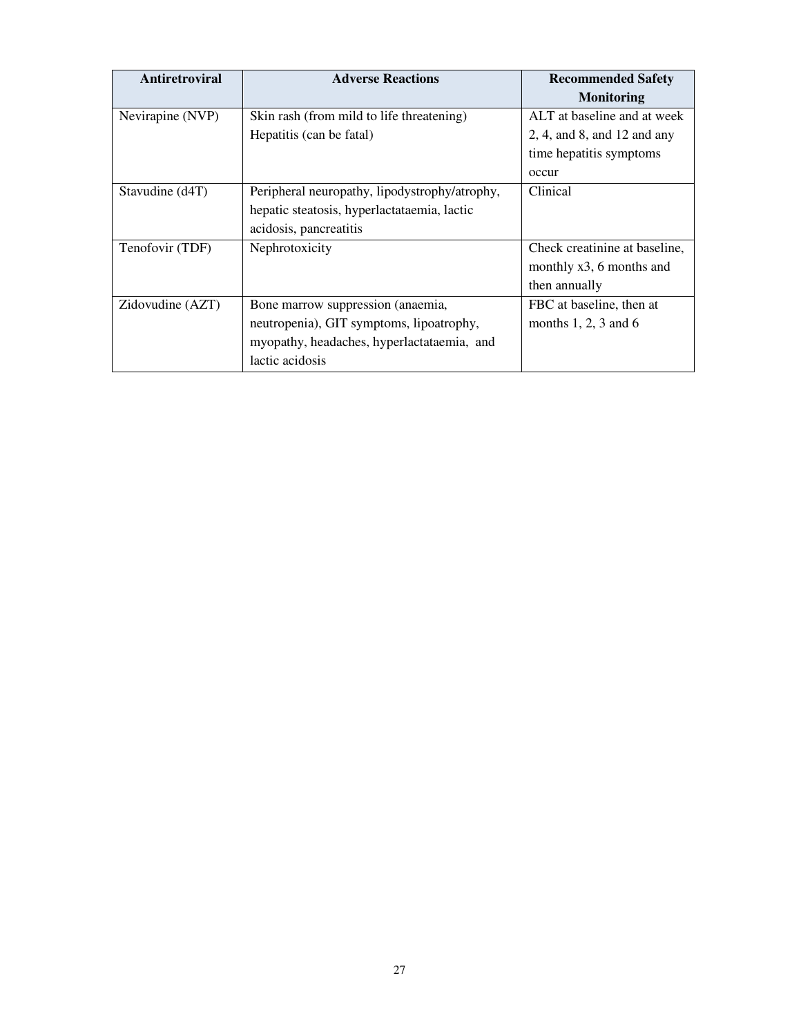| Antiretroviral | Adverse Reactions | Recommended Safety Monitoring |
|---|---|---|
| Nevirapine (NVP) | Skin rash (from mild to life threatening) Hepatitis (can be fatal) | ALT at baseline and at week 2, 4, and 8, and 12 and any time hepatitis symptoms occur |
| Stavudine (d4T) | Peripheral neuropathy, lipodystrophy/atrophy, hepatic steatosis, hyperlactataemia, lactic acidosis, pancreatitis | Clinical |
| Tenofovir (TDF) | Nephrotoxicity | Check creatinine at baseline, monthly x3, 6 months and then annually |
| Zidovudine (AZT) | Bone marrow suppression (anaemia, neutropenia), GIT symptoms, lipoatrophy, myopathy, headaches, hyperlactataemia, and lactic acidosis | FBC at baseline, then at months 1, 2, 3 and 6 |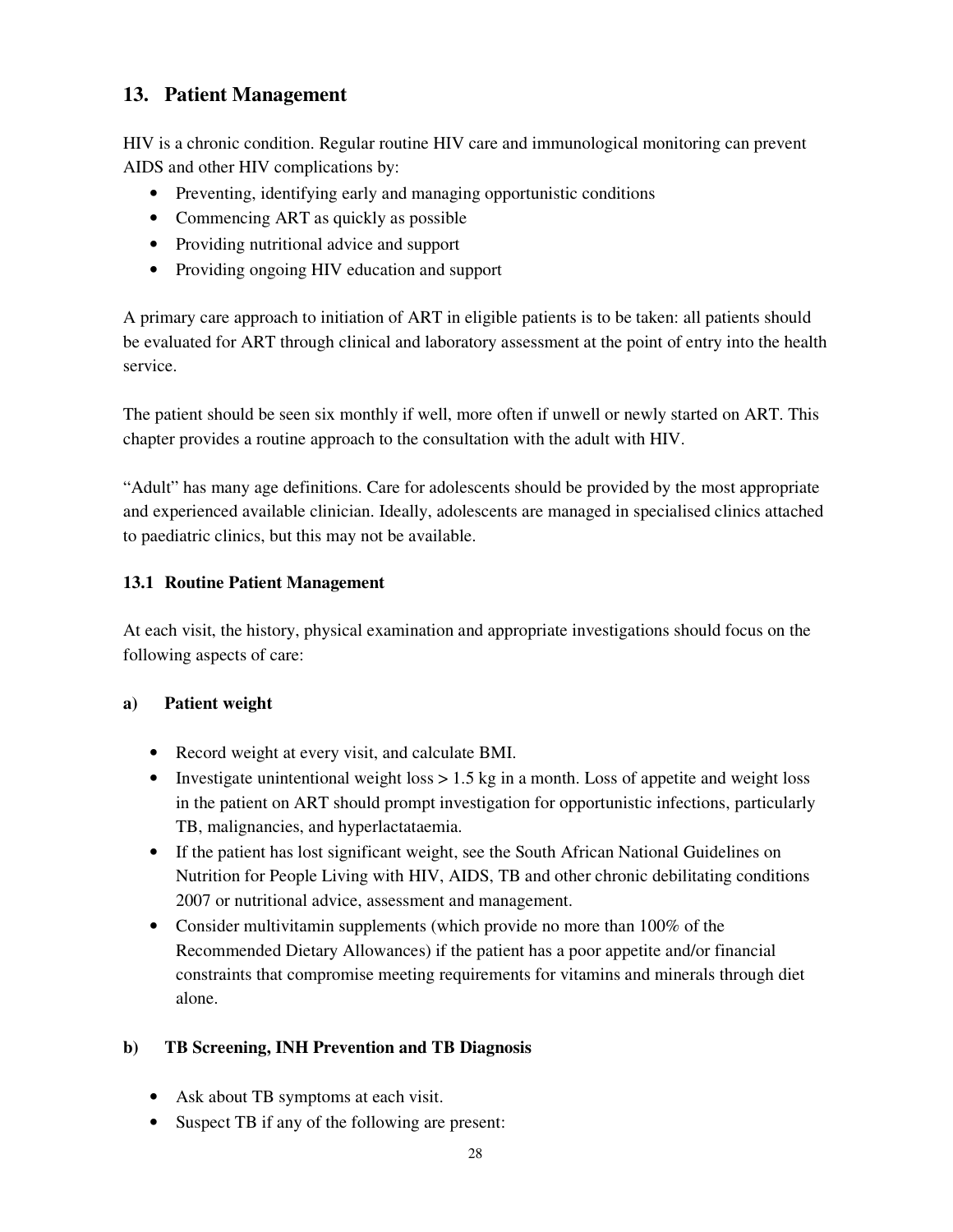## 13. Patient Management

HIV is a chronic condition. Regular routine HIV care and immunological monitoring can prevent AIDS and other HIV complications by:

- Preventing, identifying early and managing opportunistic conditions
- Commencing ART as quickly as possible
- Providing nutritional advice and support
- Providing ongoing HIV education and support

A primary care approach to initiation of ART in eligible patients is to be taken: all patients should be evaluated for ART through clinical and laboratory assessment at the point of entry into the health service.

The patient should be seen six monthly if well, more often if unwell or newly started on ART. This chapter provides a routine approach to the consultation with the adult with HIV.

"Adult" has many age definitions. Care for adolescents should be provided by the most appropriate and experienced available clinician. Ideally, adolescents are managed in specialised clinics attached to paediatric clinics, but this may not be available.

### 13.1 Routine Patient Management

At each visit, the history, physical examination and appropriate investigations should focus on the following aspects of care:

#### a) Patient weight

- Record weight at every visit, and calculate BMI.
- Investigate unintentional weight loss > 1.5 kg in a month. Loss of appetite and weight loss in the patient on ART should prompt investigation for opportunistic infections, particularly TB, malignancies, and hyperlactataemia.
- If the patient has lost significant weight, see the South African National Guidelines on Nutrition for People Living with HIV, AIDS, TB and other chronic debilitating conditions 2007 or nutritional advice, assessment and management.
- Consider multivitamin supplements (which provide no more than 100% of the Recommended Dietary Allowances) if the patient has a poor appetite and/or financial constraints that compromise meeting requirements for vitamins and minerals through diet alone.

#### b) TB Screening, INH Prevention and TB Diagnosis

- Ask about TB symptoms at each visit.
- Suspect TB if any of the following are present: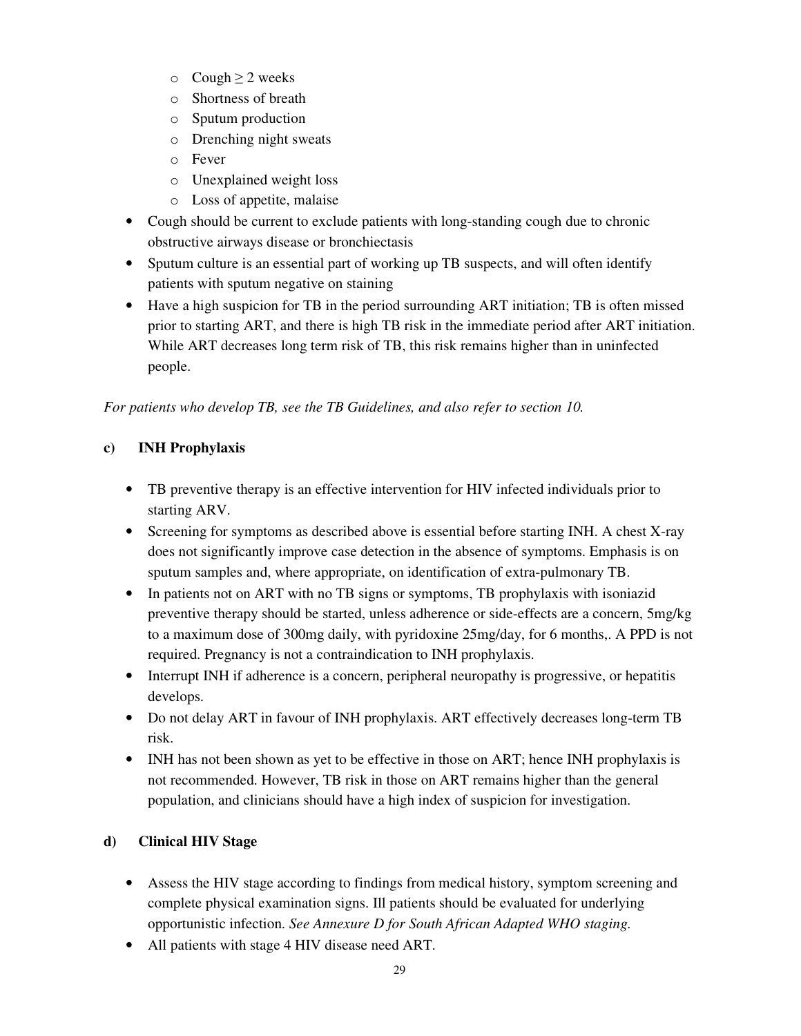- Cough ≥ 2 weeks
  - Shortness of breath
  - Sputum production
  - Drenching night sweats
  - Fever
  - Unexplained weight loss
  - Loss of appetite, malaise
- Cough should be current to exclude patients with long-standing cough due to chronic obstructive airways disease or bronchiectasis
- Sputum culture is an essential part of working up TB suspects, and will often identify patients with sputum negative on staining
- Have a high suspicion for TB in the period surrounding ART initiation; TB is often missed prior to starting ART, and there is high TB risk in the immediate period after ART initiation. While ART decreases long term risk of TB, this risk remains higher than in uninfected people.

*For patients who develop TB, see the TB Guidelines, and also refer to section 10.*

**c) INH Prophylaxis**

- TB preventive therapy is an effective intervention for HIV infected individuals prior to starting ARV.
- Screening for symptoms as described above is essential before starting INH. A chest X-ray does not significantly improve case detection in the absence of symptoms. Emphasis is on sputum samples and, where appropriate, on identification of extra-pulmonary TB.
- In patients not on ART with no TB signs or symptoms, TB prophylaxis with isoniazid preventive therapy should be started, unless adherence or side-effects are a concern, 5mg/kg to a maximum dose of 300mg daily, with pyridoxine 25mg/day, for 6 months,. A PPD is not required. Pregnancy is not a contraindication to INH prophylaxis.
- Interrupt INH if adherence is a concern, peripheral neuropathy is progressive, or hepatitis develops.
- Do not delay ART in favour of INH prophylaxis. ART effectively decreases long-term TB risk.
- INH has not been shown as yet to be effective in those on ART; hence INH prophylaxis is not recommended. However, TB risk in those on ART remains higher than the general population, and clinicians should have a high index of suspicion for investigation.

**d) Clinical HIV Stage**

- Assess the HIV stage according to findings from medical history, symptom screening and complete physical examination signs. Ill patients should be evaluated for underlying opportunistic infection. *See Annexure D for South African Adapted WHO staging.*
- All patients with stage 4 HIV disease need ART.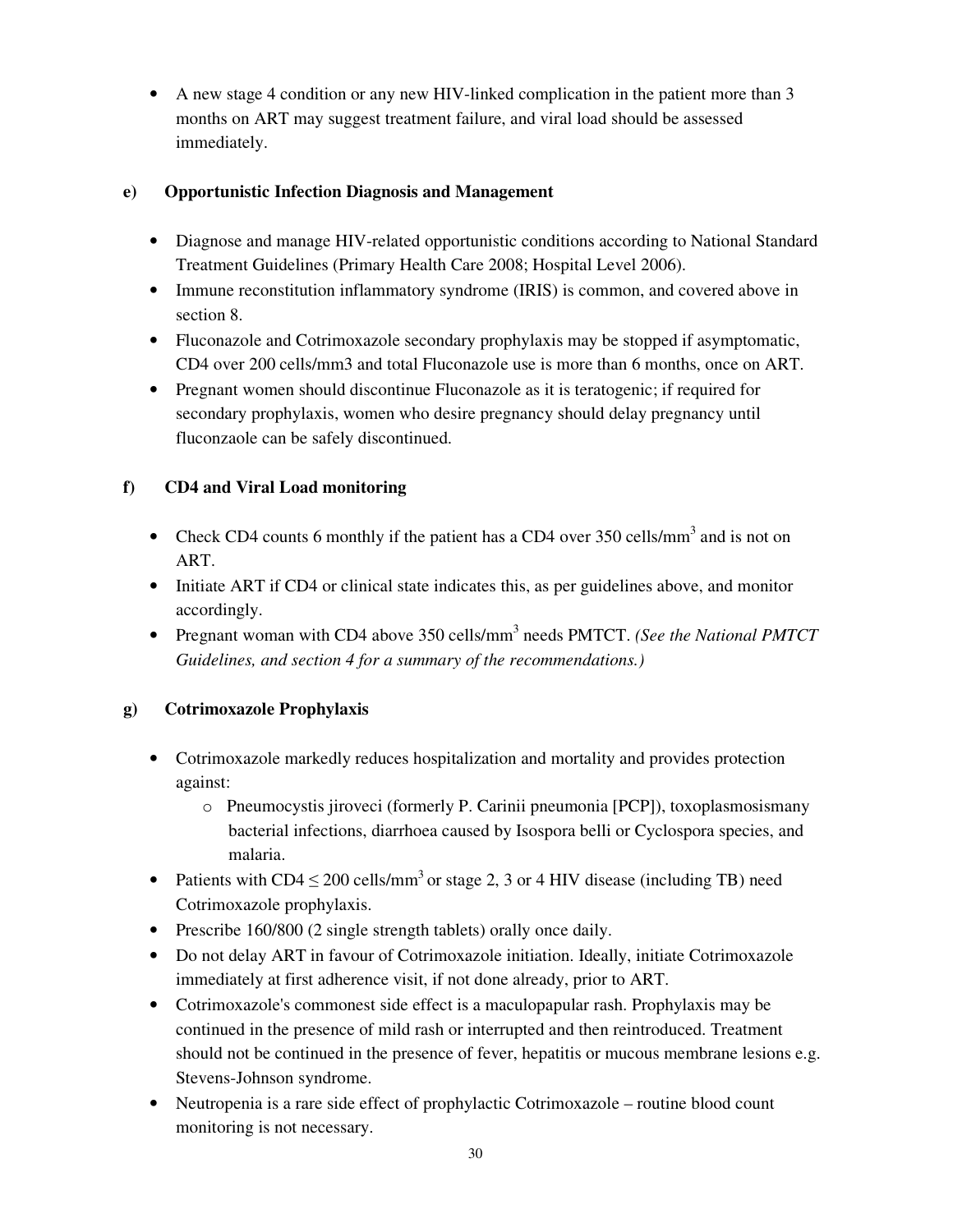- A new stage 4 condition or any new HIV-linked complication in the patient more than 3 months on ART may suggest treatment failure, and viral load should be assessed immediately.

### e) Opportunistic Infection Diagnosis and Management

- Diagnose and manage HIV-related opportunistic conditions according to National Standard Treatment Guidelines (Primary Health Care 2008; Hospital Level 2006).
- Immune reconstitution inflammatory syndrome (IRIS) is common, and covered above in section 8.
- Fluconazole and Cotrimoxazole secondary prophylaxis may be stopped if asymptomatic, CD4 over 200 cells/mm3 and total Fluconazole use is more than 6 months, once on ART.
- Pregnant women should discontinue Fluconazole as it is teratogenic; if required for secondary prophylaxis, women who desire pregnancy should delay pregnancy until fluconzaole can be safely discontinued.

### f) CD4 and Viral Load monitoring

- Check CD4 counts 6 monthly if the patient has a CD4 over 350 cells/mm$^3$ and is not on ART.
- Initiate ART if CD4 or clinical state indicates this, as per guidelines above, and monitor accordingly.
- Pregnant woman with CD4 above 350 cells/mm$^3$ needs PMTCT. *(See the National PMTCT Guidelines, and section 4 for a summary of the recommendations.)*

### g) Cotrimoxazole Prophylaxis

- Cotrimoxazole markedly reduces hospitalization and mortality and provides protection against:
  - Pneumocystis jiroveci (formerly P. Carinii pneumonia [PCP]), toxoplasmosismany bacterial infections, diarrhoea caused by Isospora belli or Cyclospora species, and malaria.
- Patients with CD4 $\leq$ 200 cells/mm$^3$ or stage 2, 3 or 4 HIV disease (including TB) need Cotrimoxazole prophylaxis.
- Prescribe 160/800 (2 single strength tablets) orally once daily.
- Do not delay ART in favour of Cotrimoxazole initiation. Ideally, initiate Cotrimoxazole immediately at first adherence visit, if not done already, prior to ART.
- Cotrimoxazole's commonest side effect is a maculopapular rash. Prophylaxis may be continued in the presence of mild rash or interrupted and then reintroduced. Treatment should not be continued in the presence of fever, hepatitis or mucous membrane lesions e.g. Stevens-Johnson syndrome.
- Neutropenia is a rare side effect of prophylactic Cotrimoxazole – routine blood count monitoring is not necessary.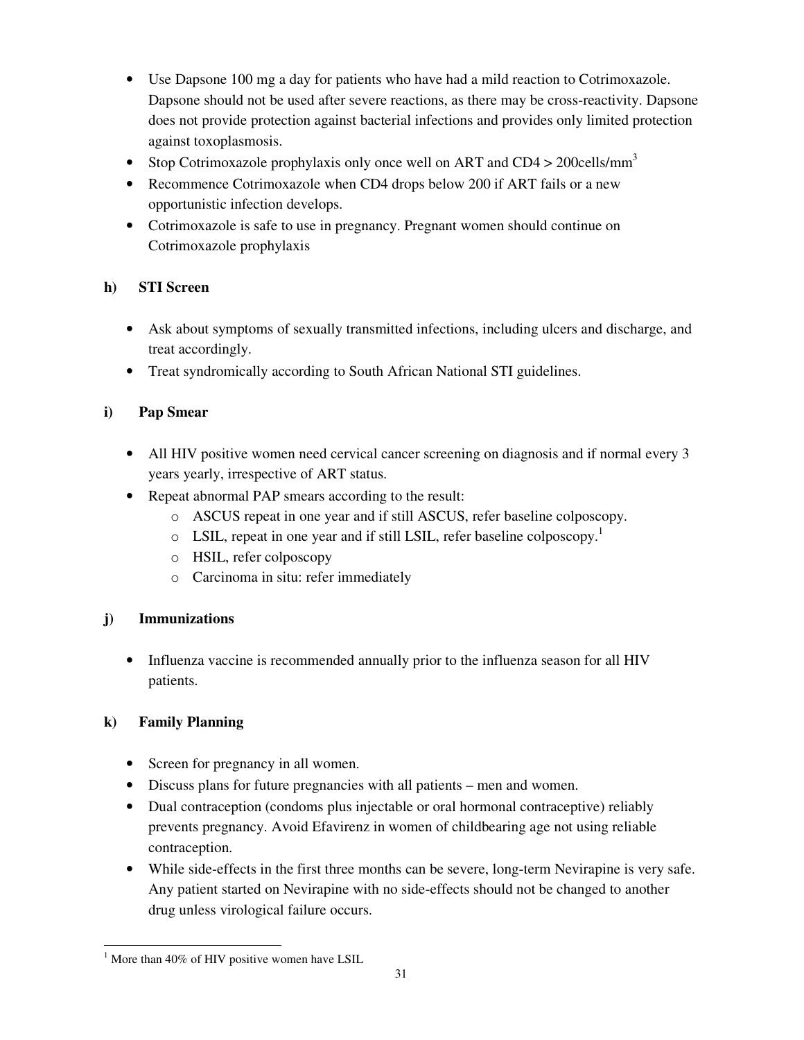- Use Dapsone 100 mg a day for patients who have had a mild reaction to Cotrimoxazole. Dapsone should not be used after severe reactions, as there may be cross-reactivity. Dapsone does not provide protection against bacterial infections and provides only limited protection against toxoplasmosis.
- Stop Cotrimoxazole prophylaxis only once well on ART and CD4 > 200cells/mm$^3$
- Recommence Cotrimoxazole when CD4 drops below 200 if ART fails or a new opportunistic infection develops.
- Cotrimoxazole is safe to use in pregnancy. Pregnant women should continue on Cotrimoxazole prophylaxis

#### h) STI Screen

- Ask about symptoms of sexually transmitted infections, including ulcers and discharge, and treat accordingly.
- Treat syndromically according to South African National STI guidelines.

#### i) Pap Smear

- All HIV positive women need cervical cancer screening on diagnosis and if normal every 3 years yearly, irrespective of ART status.
- Repeat abnormal PAP smears according to the result:
  - ASCUS repeat in one year and if still ASCUS, refer baseline colposcopy.
  - LSIL, repeat in one year and if still LSIL, refer baseline colposcopy.[1]
  - HSIL, refer colposcopy
  - Carcinoma in situ: refer immediately

#### j) Immunizations

- Influenza vaccine is recommended annually prior to the influenza season for all HIV patients.

#### k) Family Planning

- Screen for pregnancy in all women.
- Discuss plans for future pregnancies with all patients – men and women.
- Dual contraception (condoms plus injectable or oral hormonal contraceptive) reliably prevents pregnancy. Avoid Efavirenz in women of childbearing age not using reliable contraception.
- While side-effects in the first three months can be severe, long-term Nevirapine is very safe. Any patient started on Nevirapine with no side-effects should not be changed to another drug unless virological failure occurs.

---

[1] More than 40% of HIV positive women have LSIL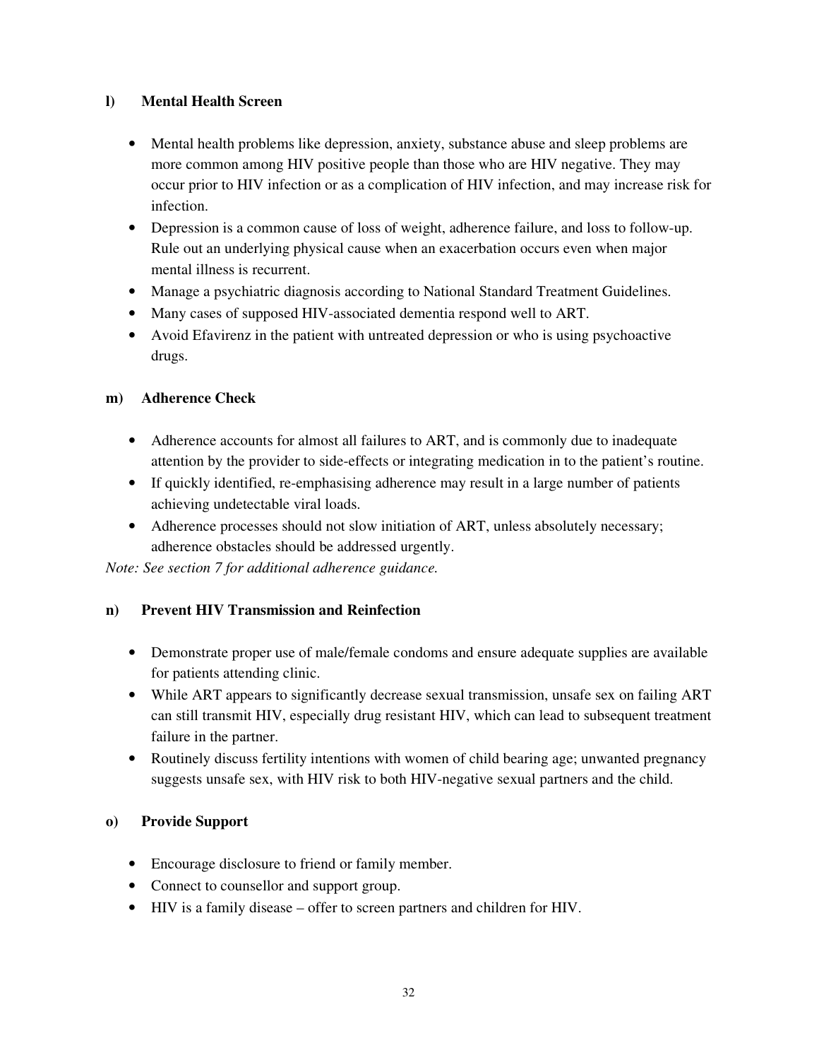### l) Mental Health Screen

- Mental health problems like depression, anxiety, substance abuse and sleep problems are more common among HIV positive people than those who are HIV negative. They may occur prior to HIV infection or as a complication of HIV infection, and may increase risk for infection.
- Depression is a common cause of loss of weight, adherence failure, and loss to follow-up. Rule out an underlying physical cause when an exacerbation occurs even when major mental illness is recurrent.
- Manage a psychiatric diagnosis according to National Standard Treatment Guidelines.
- Many cases of supposed HIV-associated dementia respond well to ART.
- Avoid Efavirenz in the patient with untreated depression or who is using psychoactive drugs.

### m) Adherence Check

- Adherence accounts for almost all failures to ART, and is commonly due to inadequate attention by the provider to side-effects or integrating medication in to the patient's routine.
- If quickly identified, re-emphasising adherence may result in a large number of patients achieving undetectable viral loads.
- Adherence processes should not slow initiation of ART, unless absolutely necessary; adherence obstacles should be addressed urgently.

*Note: See section 7 for additional adherence guidance.*

### n) Prevent HIV Transmission and Reinfection

- Demonstrate proper use of male/female condoms and ensure adequate supplies are available for patients attending clinic.
- While ART appears to significantly decrease sexual transmission, unsafe sex on failing ART can still transmit HIV, especially drug resistant HIV, which can lead to subsequent treatment failure in the partner.
- Routinely discuss fertility intentions with women of child bearing age; unwanted pregnancy suggests unsafe sex, with HIV risk to both HIV-negative sexual partners and the child.

### o) Provide Support

- Encourage disclosure to friend or family member.
- Connect to counsellor and support group.
- HIV is a family disease – offer to screen partners and children for HIV.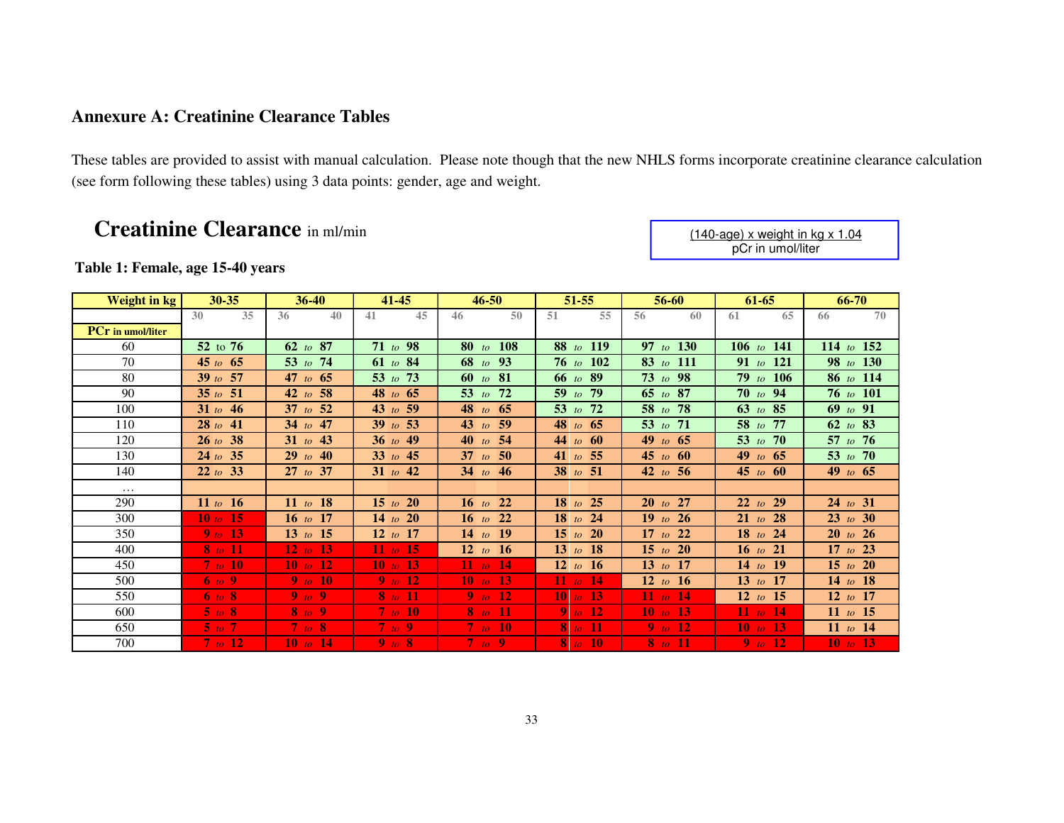## Annexure A: Creatinine Clearance Tables

These tables are provided to assist with manual calculation. Please note though that the new NHLS forms incorporate creatinine clearance calculation (see form following these tables) using 3 data points: gender, age and weight.

# Creatinine Clearance in ml/min

$$\frac{(140 - \text{age}) \times \text{weight in kg} \times 1.04}{\text{pCr in umol/liter}}$$

**Table 1: Female, age 15-40 years**

| Weight in kg | 30-35 | 36-40 | 41-45 | 46-50 | 51-55 | 56-60 | 61-65 | 66-70 |
|---|---|---|---|---|---|---|---|---|
| | 30 35 | 36 40 | 41 45 | 46 50 | 51 55 | 56 60 | 61 65 | 66 70 |
| **PCr in umol/liter** | | | | | | | | |
| 60 | 52 to 76 | 62 to 87 | 71 to 98 | 80 to 108 | 88 to 119 | 97 to 130 | 106 to 141 | 114 to 152 |
| 70 | 45 to 65 | 53 to 74 | 61 to 84 | 68 to 93 | 76 to 102 | 83 to 111 | 91 to 121 | 98 to 130 |
| 80 | 39 to 57 | 47 to 65 | 53 to 73 | 60 to 81 | 66 to 89 | 73 to 98 | 79 to 106 | 86 to 114 |
| 90 | 35 to 51 | 42 to 58 | 48 to 65 | 53 to 72 | 59 to 79 | 65 to 87 | 70 to 94 | 76 to 101 |
| 100 | 31 to 46 | 37 to 52 | 43 to 59 | 48 to 65 | 53 to 72 | 58 to 78 | 63 to 85 | 69 to 91 |
| 110 | 28 to 41 | 34 to 47 | 39 to 53 | 43 to 59 | 48 to 65 | 53 to 71 | 58 to 77 | 62 to 83 |
| 120 | 26 to 38 | 31 to 43 | 36 to 49 | 40 to 54 | 44 to 60 | 49 to 65 | 53 to 70 | 57 to 76 |
| 130 | 24 to 35 | 29 to 40 | 33 to 45 | 37 to 50 | 41 to 55 | 45 to 60 | 49 to 65 | 53 to 70 |
| 140 | 22 to 33 | 27 to 37 | 31 to 42 | 34 to 46 | 38 to 51 | 42 to 56 | 45 to 60 | 49 to 65 |
| … | | | | | | | | |
| 290 | 11 to 16 | 11 to 18 | 15 to 20 | 16 to 22 | 18 to 25 | 20 to 27 | 22 to 29 | 24 to 31 |
| 300 | 10 to 15 | 16 to 17 | 14 to 20 | 16 to 22 | 18 to 24 | 19 to 26 | 21 to 28 | 23 to 30 |
| 350 | 9 to 13 | 13 to 15 | 12 to 17 | 14 to 19 | 15 to 20 | 17 to 22 | 18 to 24 | 20 to 26 |
| 400 | 8 to 11 | 12 to 13 | 11 to 15 | 12 to 16 | 13 to 18 | 15 to 20 | 16 to 21 | 17 to 23 |
| 450 | 7 to 10 | 10 to 12 | 10 to 13 | 11 to 14 | 12 to 16 | 13 to 17 | 14 to 19 | 15 to 20 |
| 500 | 6 to 9 | 9 to 10 | 9 to 12 | 10 to 13 | 11 to 14 | 12 to 16 | 13 to 17 | 14 to 18 |
| 550 | 6 to 8 | 9 to 9 | 8 to 11 | 9 to 12 | 10 to 13 | 11 to 14 | 12 to 15 | 12 to 17 |
| 600 | 5 to 8 | 8 to 9 | 7 to 10 | 8 to 11 | 9 to 12 | 10 to 13 | 11 to 14 | 11 to 15 |
| 650 | 5 to 7 | 7 to 8 | 7 to 9 | 7 to 10 | 8 to 11 | 9 to 12 | 10 to 13 | 11 to 14 |
| 700 | 7 to 12 | 10 to 14 | 9 to 8 | 7 to 9 | 8 to 10 | 8 to 11 | 9 to 12 | 10 to 13 |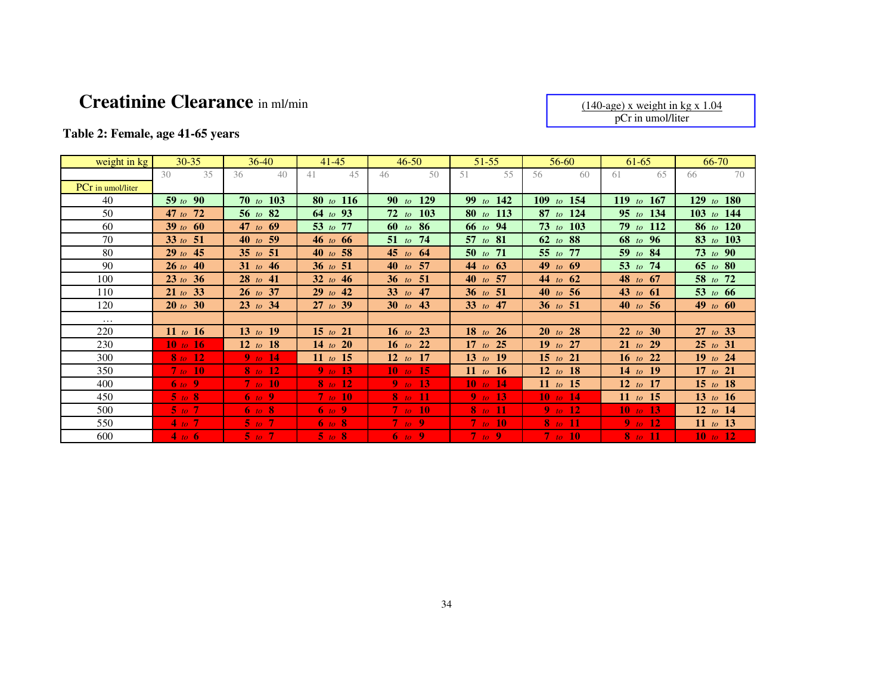# Creatinine Clearance in ml/min

(140-age) x weight in kg x 1.04 / pCr in umol/liter

**Table 2: Female, age 41-65 years**

| weight in kg | 30-35 | 36-40 | 41-45 | 46-50 | 51-55 | 56-60 | 61-65 | 66-70 |
|---|---|---|---|---|---|---|---|---|
| | 30 35 | 36 40 | 41 45 | 46 50 | 51 55 | 56 60 | 61 65 | 66 70 |
| PCr in umol/liter | | | | | | | | |
| 40 | **59** *to* **90** | **70** *to* **103** | **80** *to* **116** | **90** *to* **129** | **99** *to* **142** | **109** *to* **154** | **119** *to* **167** | **129** *to* **180** |
| 50 | **47** *to* **72** | **56** *to* **82** | **64** *to* **93** | **72** *to* **103** | **80** *to* **113** | **87** *to* **124** | **95** *to* **134** | **103** *to* **144** |
| 60 | **39** *to* **60** | **47** *to* **69** | **53** *to* **77** | **60** *to* **86** | **66** *to* **94** | **73** *to* **103** | **79** *to* **112** | **86** *to* **120** |
| 70 | **33** *to* **51** | **40** *to* **59** | **46** *to* **66** | **51** *to* **74** | **57** *to* **81** | **62** *to* **88** | **68** *to* **96** | **83** *to* **103** |
| 80 | **29** *to* **45** | **35** *to* **51** | **40** *to* **58** | **45** *to* **64** | **50** *to* **71** | **55** *to* **77** | **59** *to* **84** | **73** *to* **90** |
| 90 | **26** *to* **40** | **31** *to* **46** | **36** *to* **51** | **40** *to* **57** | **44** *to* **63** | **49** *to* **69** | **53** *to* **74** | **65** *to* **80** |
| 100 | **23** *to* **36** | **28** *to* **41** | **32** *to* **46** | **36** *to* **51** | **40** *to* **57** | **44** *to* **62** | **48** *to* **67** | **58** *to* **72** |
| 110 | **21** *to* **33** | **26** *to* **37** | **29** *to* **42** | **33** *to* **47** | **36** *to* **51** | **40** *to* **56** | **43** *to* **61** | **53** *to* **66** |
| 120 | **20** *to* **30** | **23** *to* **34** | **27** *to* **39** | **30** *to* **43** | **33** *to* **47** | **36** *to* **51** | **40** *to* **56** | **49** *to* **60** |
| … | | | | | | | | |
| 220 | **11** *to* **16** | **13** *to* **19** | **15** *to* **21** | **16** *to* **23** | **18** *to* **26** | **20** *to* **28** | **22** *to* **30** | **27** *to* **33** |
| 230 | **10** *to* **16** | **12** *to* **18** | **14** *to* **20** | **16** *to* **22** | **17** *to* **25** | **19** *to* **27** | **21** *to* **29** | **25** *to* **31** |
| 300 | **8** *to* **12** | **9** *to* **14** | **11** *to* **15** | **12** *to* **17** | **13** *to* **19** | **15** *to* **21** | **16** *to* **22** | **19** *to* **24** |
| 350 | **7** *to* **10** | **8** *to* **12** | **9** *to* **13** | **10** *to* **15** | **11** *to* **16** | **12** *to* **18** | **14** *to* **19** | **17** *to* **21** |
| 400 | **6** *to* **9** | **7** *to* **10** | **8** *to* **12** | **9** *to* **13** | **10** *to* **14** | **11** *to* **15** | **12** *to* **17** | **15** *to* **18** |
| 450 | **5** *to* **8** | **6** *to* **9** | **7** *to* **10** | **8** *to* **11** | **9** *to* **13** | **10** *to* **14** | **11** *to* **15** | **13** *to* **16** |
| 500 | **5** *to* **7** | **6** *to* **8** | **6** *to* **9** | **7** *to* **10** | **8** *to* **11** | **9** *to* **12** | **10** *to* **13** | **12** *to* **14** |
| 550 | **4** *to* **7** | **5** *to* **7** | **6** *to* **8** | **7** *to* **9** | **7** *to* **10** | **8** *to* **11** | **9** *to* **12** | **11** *to* **13** |
| 600 | **4** *to* **6** | **5** *to* **7** | **5** *to* **8** | **6** *to* **9** | **7** *to* **9** | **7** *to* **10** | **8** *to* **11** | **10** *to* **12** |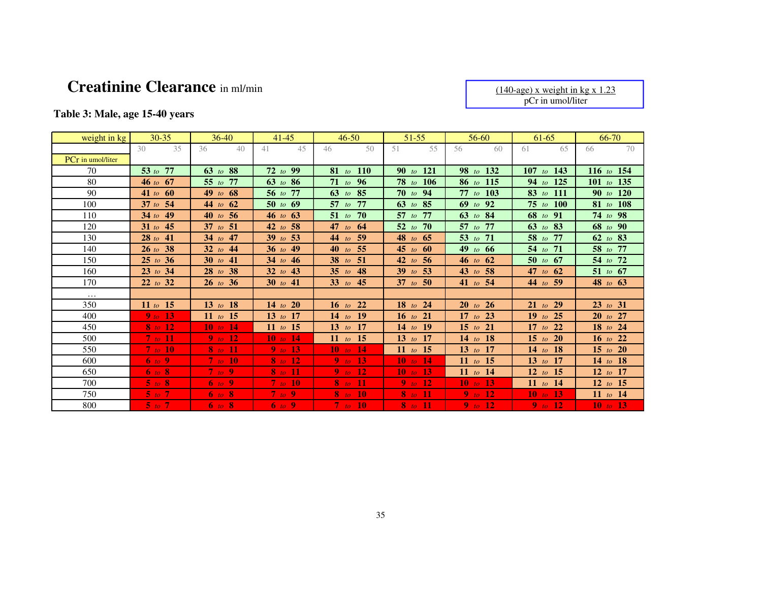# **Creatinine Clearance** in ml/min

$$\frac{(140\text{-age}) \times \text{weight in kg} \times 1.23}{\text{pCr in umol/liter}}$$

**Table 3: Male, age 15-40 years**

| weight in kg | 30-35 | 36-40 | 41-45 | 46-50 | 51-55 | 56-60 | 61-65 | 66-70 |
|---|---|---|---|---|---|---|---|---|
| | 30 35 | 36 40 | 41 45 | 46 50 | 51 55 | 56 60 | 61 65 | 66 70 |
| PCr in umol/liter | | | | | | | | |
| 70 | **53** *to* **77** | **63** *to* **88** | **72** *to* **99** | **81** *to* **110** | **90** *to* **121** | **98** *to* **132** | **107** *to* **143** | **116** *to* **154** |
| 80 | **46** *to* **67** | **55** *to* **77** | **63** *to* **86** | **71** *to* **96** | **78** *to* **106** | **86** *to* **115** | **94** *to* **125** | **101** *to* **135** |
| 90 | **41** *to* **60** | **49** *to* **68** | **56** *to* **77** | **63** *to* **85** | **70** *to* **94** | **77** *to* **103** | **83** *to* **111** | **90** *to* **120** |
| 100 | **37** *to* **54** | **44** *to* **62** | **50** *to* **69** | **57** *to* **77** | **63** *to* **85** | **69** *to* **92** | **75** *to* **100** | **81** *to* **108** |
| 110 | **34** *to* **49** | **40** *to* **56** | **46** *to* **63** | **51** *to* **70** | **57** *to* **77** | **63** *to* **84** | **68** *to* **91** | **74** *to* **98** |
| 120 | **31** *to* **45** | **37** *to* **51** | **42** *to* **58** | **47** *to* **64** | **52** *to* **70** | **57** *to* **77** | **63** *to* **83** | **68** *to* **90** |
| 130 | **28** *to* **41** | **34** *to* **47** | **39** *to* **53** | **44** *to* **59** | **48** *to* **65** | **53** *to* **71** | **58** *to* **77** | **62** *to* **83** |
| 140 | **26** *to* **38** | **32** *to* **44** | **36** *to* **49** | **40** *to* **55** | **45** *to* **60** | **49** *to* **66** | **54** *to* **71** | **58** *to* **77** |
| 150 | **25** *to* **36** | **30** *to* **41** | **34** *to* **46** | **38** *to* **51** | **42** *to* **56** | **46** *to* **62** | **50** *to* **67** | **54** *to* **72** |
| 160 | **23** *to* **34** | **28** *to* **38** | **32** *to* **43** | **35** *to* **48** | **39** *to* **53** | **43** *to* **58** | **47** *to* **62** | **51** *to* **67** |
| 170 | **22** *to* **32** | **26** *to* **36** | **30** *to* **41** | **33** *to* **45** | **37** *to* **50** | **41** *to* **54** | **44** *to* **59** | **48** *to* **63** |
| … | | | | | | | | |
| 350 | **11** *to* **15** | **13** *to* **18** | **14** *to* **20** | **16** *to* **22** | **18** *to* **24** | **20** *to* **26** | **21** *to* **29** | **23** *to* **31** |
| 400 | **9** *to* **13** | **11** *to* **15** | **13** *to* **17** | **14** *to* **19** | **16** *to* **21** | **17** *to* **23** | **19** *to* **25** | **20** *to* **27** |
| 450 | **8** *to* **12** | **10** *to* **14** | **11** *to* **15** | **13** *to* **17** | **14** *to* **19** | **15** *to* **21** | **17** *to* **22** | **18** *to* **24** |
| 500 | **7** *to* **11** | **9** *to* **12** | **10** *to* **14** | **11** *to* **15** | **13** *to* **17** | **14** *to* **18** | **15** *to* **20** | **16** *to* **22** |
| 550 | **7** *to* **10** | **8** *to* **11** | **9** *to* **13** | **10** *to* **14** | **11** *to* **15** | **13** *to* **17** | **14** *to* **18** | **15** *to* **20** |
| 600 | **6** *to* **9** | **7** *to* **10** | **8** *to* **12** | **9** *to* **13** | **10** *to* **14** | **11** *to* **15** | **13** *to* **17** | **14** *to* **18** |
| 650 | **6** *to* **8** | **7** *to* **9** | **8** *to* **11** | **9** *to* **12** | **10** *to* **13** | **11** *to* **14** | **12** *to* **15** | **12** *to* **17** |
| 700 | **5** *to* **8** | **6** *to* **9** | **7** *to* **10** | **8** *to* **11** | **9** *to* **12** | **10** *to* **13** | **11** *to* **14** | **12** *to* **15** |
| 750 | **5** *to* **7** | **6** *to* **8** | **7** *to* **9** | **8** *to* **10** | **8** *to* **11** | **9** *to* **12** | **10** *to* **13** | **11** *to* **14** |
| 800 | **5** *to* **7** | **6** *to* **8** | **6** *to* **9** | **7** *to* **10** | **8** *to* **11** | **9** *to* **12** | **9** *to* **12** | **10** *to* **13** |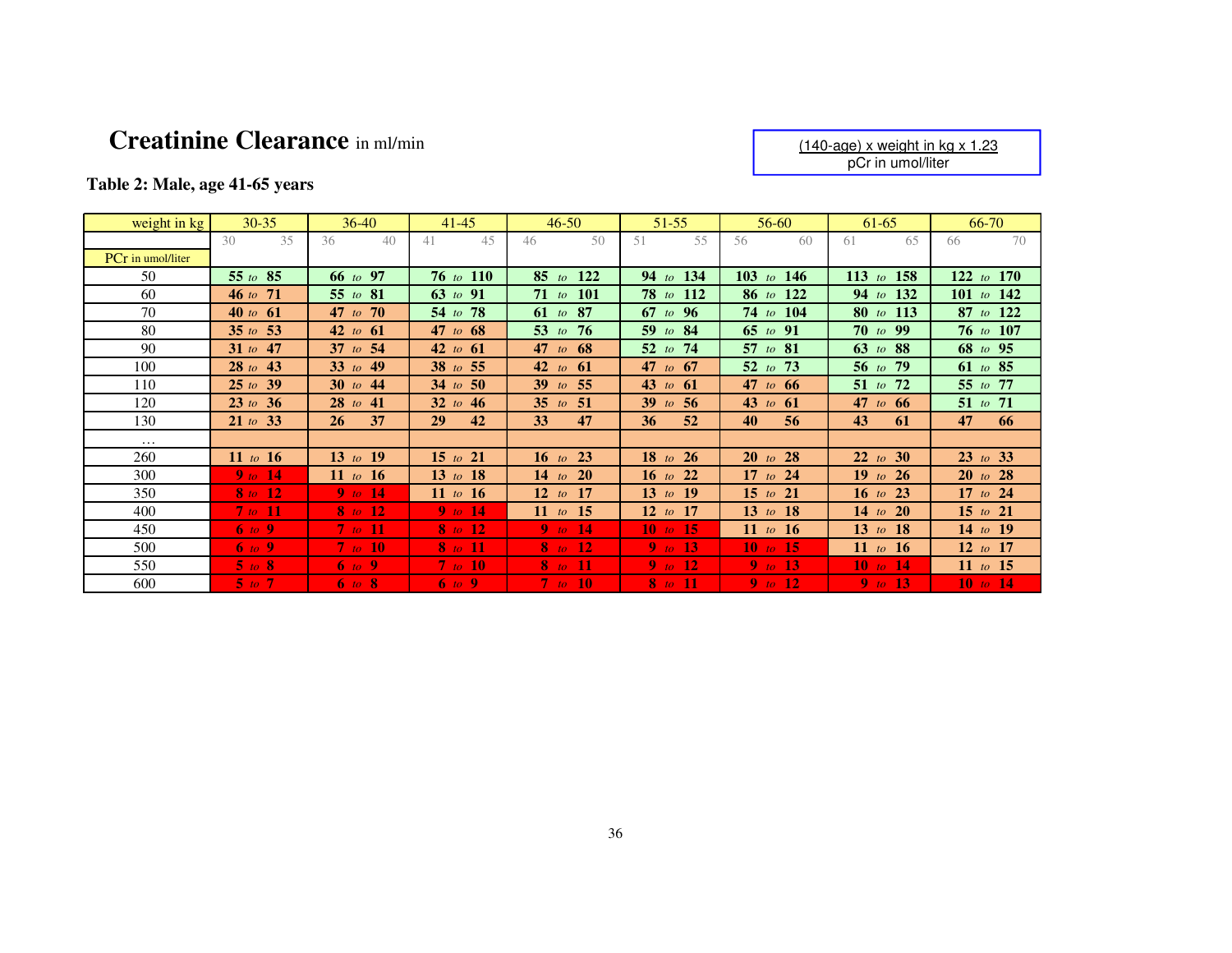# Creatinine Clearance in ml/min

$$\frac{(140-\text{age}) \times \text{weight in kg} \times 1.23}{\text{pCr in umol/liter}}$$

**Table 2: Male, age 41-65 years**

| weight in kg | 30-35 | 36-40 | 41-45 | 46-50 | 51-55 | 56-60 | 61-65 | 66-70 |
|---|---|---|---|---|---|---|---|---|
| | 30 35 | 36 40 | 41 45 | 46 50 | 51 55 | 56 60 | 61 65 | 66 70 |
| PCr in umol/liter | | | | | | | | |
| 50 | **55** *to* **85** | **66** *to* **97** | **76** *to* **110** | **85** *to* **122** | **94** *to* **134** | **103** *to* **146** | **113** *to* **158** | **122** *to* **170** |
| 60 | **46** *to* **71** | **55** *to* **81** | **63** *to* **91** | **71** *to* **101** | **78** *to* **112** | **86** *to* **122** | **94** *to* **132** | **101** *to* **142** |
| 70 | **40** *to* **61** | **47** *to* **70** | **54** *to* **78** | **61** *to* **87** | **67** *to* **96** | **74** *to* **104** | **80** *to* **113** | **87** *to* **122** |
| 80 | **35** *to* **53** | **42** *to* **61** | **47** *to* **68** | **53** *to* **76** | **59** *to* **84** | **65** *to* **91** | **70** *to* **99** | **76** *to* **107** |
| 90 | **31** *to* **47** | **37** *to* **54** | **42** *to* **61** | **47** *to* **68** | **52** *to* **74** | **57** *to* **81** | **63** *to* **88** | **68** *to* **95** |
| 100 | **28** *to* **43** | **33** *to* **49** | **38** *to* **55** | **42** *to* **61** | **47** *to* **67** | **52** *to* **73** | **56** *to* **79** | **61** *to* **85** |
| 110 | **25** *to* **39** | **30** *to* **44** | **34** *to* **50** | **39** *to* **55** | **43** *to* **61** | **47** *to* **66** | **51** *to* **72** | **55** *to* **77** |
| 120 | **23** *to* **36** | **28** *to* **41** | **32** *to* **46** | **35** *to* **51** | **39** *to* **56** | **43** *to* **61** | **47** *to* **66** | **51** *to* **71** |
| 130 | **21** *to* **33** | **26** **37** | **29** **42** | **33** **47** | **36** **52** | **40** **56** | **43** **61** | **47** **66** |
| … | | | | | | | | |
| 260 | **11** *to* **16** | **13** *to* **19** | **15** *to* **21** | **16** *to* **23** | **18** *to* **26** | **20** *to* **28** | **22** *to* **30** | **23** *to* **33** |
| 300 | **9** *to* **14** | **11** *to* **16** | **13** *to* **18** | **14** *to* **20** | **16** *to* **22** | **17** *to* **24** | **19** *to* **26** | **20** *to* **28** |
| 350 | **8** *to* **12** | **9** *to* **14** | **11** *to* **16** | **12** *to* **17** | **13** *to* **19** | **15** *to* **21** | **16** *to* **23** | **17** *to* **24** |
| 400 | **7** *to* **11** | **8** *to* **12** | **9** *to* **14** | **11** *to* **15** | **12** *to* **17** | **13** *to* **18** | **14** *to* **20** | **15** *to* **21** |
| 450 | **6** *to* **9** | **7** *to* **11** | **8** *to* **12** | **9** *to* **14** | **10** *to* **15** | **11** *to* **16** | **13** *to* **18** | **14** *to* **19** |
| 500 | **6** *to* **9** | **7** *to* **10** | **8** *to* **11** | **8** *to* **12** | **9** *to* **13** | **10** *to* **15** | **11** *to* **16** | **12** *to* **17** |
| 550 | **5** *to* **8** | **6** *to* **9** | **7** *to* **10** | **8** *to* **11** | **9** *to* **12** | **9** *to* **13** | **10** *to* **14** | **11** *to* **15** |
| 600 | **5** *to* **7** | **6** *to* **8** | **6** *to* **9** | **7** *to* **10** | **8** *to* **11** | **9** *to* **12** | **9** *to* **13** | **10** *to* **14** |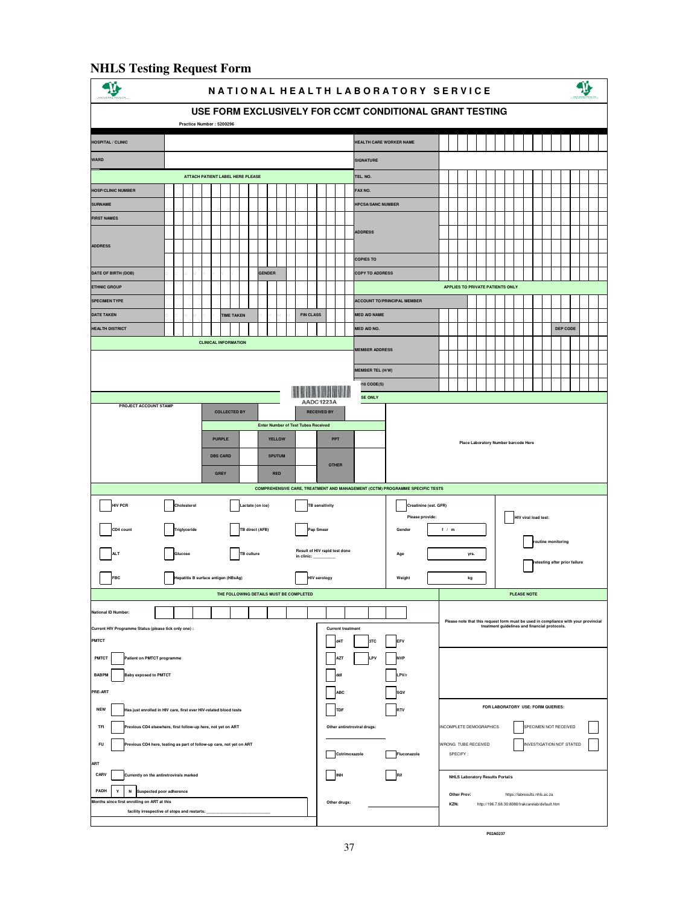# NHLS Testing Request Form

**NATIONAL HEALTH LABORATORY SERVICE**

**USE FORM EXCLUSIVELY FOR CCMT CONDITIONAL GRANT TESTING**

Practice Number : 5200296

| | | | |
|---|---|---|---|
| HOSPITAL / CLINIC | | HEALTH CARE WORKER NAME | |
| WARD | | SIGNATURE | |
| ATTACH PATIENT LABEL HERE PLEASE | | TEL. NO. | |
| HOSP/CLINIC NUMBER | | FAX NO. | |
| SURNAME | | HPCSA/SANC NUMBER | |
| FIRST NAMES | | ADDRESS | |
| ADDRESS | | | |
| | | COPIES TO | |
| DATE OF BIRTH (DOB) | GENDER | COPY TO ADDRESS | |
| ETHNIC GROUP | | APPLIES TO PRIVATE PATIENTS ONLY | |
| SPECIMEN TYPE | | ACCOUNT TO/PRINCIPAL MEMBER | |
| DATE TAKEN | TIME TAKEN / FIN CLASS | MED AID NAME | |
| HEALTH DISTRICT | | MED AID NO. | DEP CODE |
| CLINICAL INFORMATION | | MEMBER ADDRESS | |
| | | MEMBER TEL (H/W) | |
| | | I10 CODE(S) | |

AADC1223A

LAB USE ONLY

| PROJECT ACCOUNT STAMP | COLLECTED BY | | RECEIVED BY | |
|---|---|---|---|---|
| | Enter Number of Test Tubes Received | | | |
| | PURPLE | YELLOW | PPT | |
| | DBS CARD | SPUTUM | OTHER | |
| | GREY | RED | | |

Place Laboratory Number barcode Here

**COMPREHENSIVE CARE, TREATMENT AND MANAGEMENT (CCTM) PROGRAMME SPECIFIC TESTS**

| | | | | |
|---|---|---|---|---|
| HIV PCR | Cholesterol | Lactate (on ice) | TB sensitivity | Creatinine (est. GFR) |
| CD4 count | Triglyceride | TB direct (AFB) | Pap Smear | Please provide: Gender f / m |
| ALT | Glucose | TB culture | Result of HIV rapid test done in clinic: ________ | Age ___ yrs. |
| FBC | Hepatitis B surface antigen (HBsAg) | | HIV serology | Weight ___ kg |

HIV viral load test:
- routine monitoring
- retesting after prior failure

**THE FOLLOWING DETAILS MUST BE COMPLETED**

National ID Number:

Current HIV Programme Status (please tick only one) :

PMTCT
- PMTCT — Patient on PMTCT programme
- BABPM — Baby exposed to PMTCT

PRE-ART
- NEW — Has just enrolled in HIV care, first ever HIV-related blood tests
- TFI — Previous CD4 elsewhere, first follow-up here, not yet on ART
- FU — Previous CD4 here, testing as part of follow-up care, not yet on ART

ART
- CARV — Currently on the antiretrovirals marked
- PADH — Y / N — Suspected poor adherence

Months since first enrolling on ART at this facility irrespective of stops and restarts: ________________

Current treatment

| | | |
|---|---|---|
| d4T | 3TC | EFV |
| AZT | LPV | NVP |
| ddI | | LPV/r |
| ABC | | SQV |
| TDF | | RTV |

Other antiretroviral drugs: ________

| | |
|---|---|
| Cotrimoxazole | Fluconazole |
| INH | Rif |

Other drugs: ________

**PLEASE NOTE**

Please note that this request form must be used in compliance with your provincial treatment guidelines and financial protocols.

**FOR LABORATORY USE: FORM QUERIES:**

| | |
|---|---|
| INCOMPLETE DEMOGRAPHICS | SPECIMEN NOT RECEIVED |
| WRONG TUBE RECEIVED | INVESTIGATION NOT STATED |

SPECIFY :

**NHLS Laboratory Results Portal/s**

Other Prov: https://labresults.nhls.ac.za

KZN: http://196.7.68.30:8080/trakcarelab/default.htm

P02A0237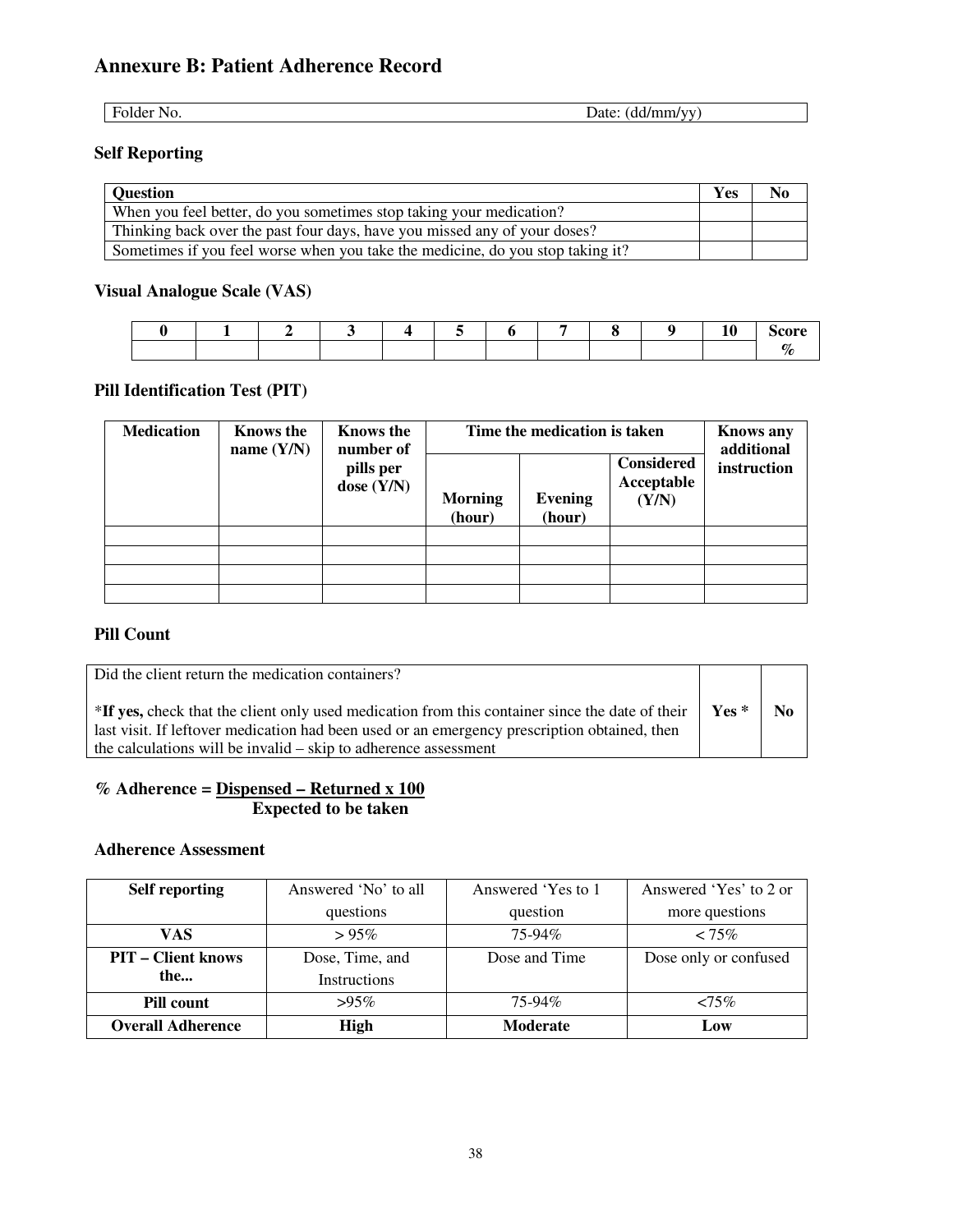# Annexure B: Patient Adherence Record

| Folder No. | Date: (dd/mm/yy) |
|---|---|

### Self Reporting

| Question | Yes | No |
|---|---|---|
| When you feel better, do you sometimes stop taking your medication? | | |
| Thinking back over the past four days, have you missed any of your doses? | | |
| Sometimes if you feel worse when you take the medicine, do you stop taking it? | | |

### Visual Analogue Scale (VAS)

| 0 | 1 | 2 | 3 | 4 | 5 | 6 | 7 | 8 | 9 | 10 | Score % |
|---|---|---|---|---|---|---|---|---|---|---|---|
| | | | | | | | | | | | |

### Pill Identification Test (PIT)

| Medication | Knows the name (Y/N) | Knows the number of pills per dose (Y/N) | Time the medication is taken | | | Knows any additional instruction |
|---|---|---|---|---|---|---|
| | | | Morning (hour) | Evening (hour) | Considered Acceptable (Y/N) | |
| | | | | | | |
| | | | | | | |
| | | | | | | |
| | | | | | | |

### Pill Count

| Did the client return the medication containers?<br><br>\***If yes,** check that the client only used medication from this container since the date of their last visit. If leftover medication had been used or an emergency prescription obtained, then the calculations will be invalid – skip to adherence assessment | Yes * | No |
|---|---|---|

**% Adherence =** $\frac{\text{Dispensed} - \text{Returned} \times 100}{\text{Expected to be taken}}$

### Adherence Assessment

| Self reporting | Answered 'No' to all questions | Answered 'Yes to 1 question | Answered 'Yes' to 2 or more questions |
|---|---|---|---|
| **VAS** | > 95% | 75-94% | < 75% |
| **PIT – Client knows the...** | Dose, Time, and Instructions | Dose and Time | Dose only or confused |
| **Pill count** | >95% | 75-94% | <75% |
| **Overall Adherence** | **High** | **Moderate** | **Low** |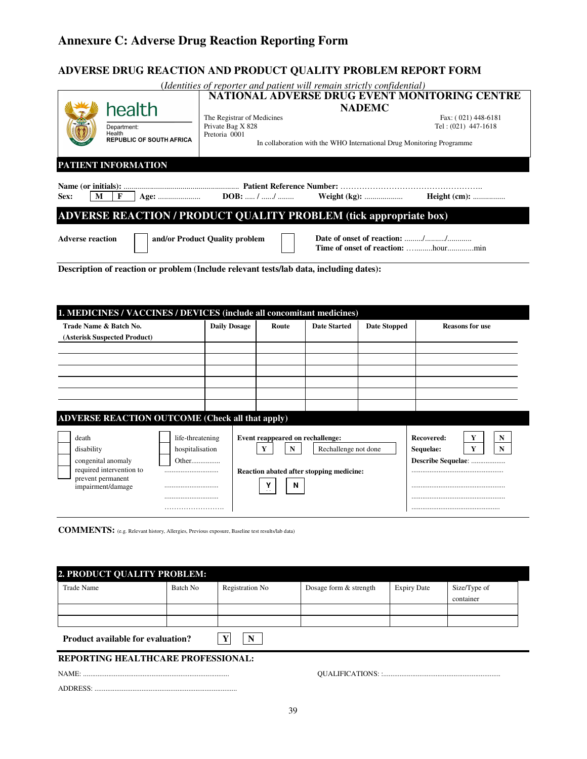# Annexure C: Adverse Drug Reaction Reporting Form

## ADVERSE DRUG REACTION AND PRODUCT QUALITY PROBLEM REPORT FORM

*(Identities of reporter and patient will remain strictly confidential)*

**NATIONAL ADVERSE DRUG EVENT MONITORING CENTRE**
**NADEMC**

health
Department:
Health
REPUBLIC OF SOUTH AFRICA

The Registrar of Medicines
Private Bag X 828
Pretoria 0001

Fax: ( 021) 448-6181
Tel : (021) 447-1618

In collaboration with the WHO International Drug Monitoring Programme

### PATIENT INFORMATION

**Name (or initials):** ......................................................... **Patient Reference Number:** ……………………………………………..

**Sex:** M | F **Age:** ..................... **DOB:** ..... / ....../ ........ **Weight (kg):** ................... **Height (cm):** ................

### ADVERSE REACTION / PRODUCT QUALITY PROBLEM (tick appropriate box)

**Adverse reaction** ☐ **and/or Product Quality problem** ☐

**Date of onset of reaction:** ........./........../............
**Time of onset of reaction:** …..........hour.............min

**Description of reaction or problem (Include relevant tests/lab data, including dates):**

### 1. MEDICINES / VACCINES / DEVICES (include all concomitant medicines)

| Trade Name & Batch No. (Asterisk Suspected Product) | Daily Dosage | Route | Date Started | Date Stopped | Reasons for use |
|---|---|---|---|---|---|
| | | | | | |
| | | | | | |
| | | | | | |
| | | | | | |
| | | | | | |
| | | | | | |

### ADVERSE REACTION OUTCOME (Check all that apply)

☐ death
☐ disability
☐ congenital anomaly
☐ required intervention to prevent permanent impairment/damage

☐ life-threatening
☐ hospitalisation
☐ Other................
..............................
..............................
..............................
……………………

**Event reappeared on rechallenge:** Y | N | Rechallenge not done

**Reaction abated after stopping medicine:** Y | N

**Recovered:** Y | N
**Sequelae:** Y | N
**Describe Sequelae**: ..................
..................................................
..................................................
..................................................
................................................

**COMMENTS:** (e.g. Relevant history, Allergies, Previous exposure, Baseline test results/lab data)

### 2. PRODUCT QUALITY PROBLEM:

| Trade Name | Batch No | Registration No | Dosage form & strength | Expiry Date | Size/Type of container |
|---|---|---|---|---|---|
| | | | | | |
| | | | | | |

**Product available for evaluation?** Y | N

### REPORTING HEALTHCARE PROFESSIONAL:

NAME: ................................................................................ QUALIFICATIONS: :.................................................................

ADDRESS: ..............................................................................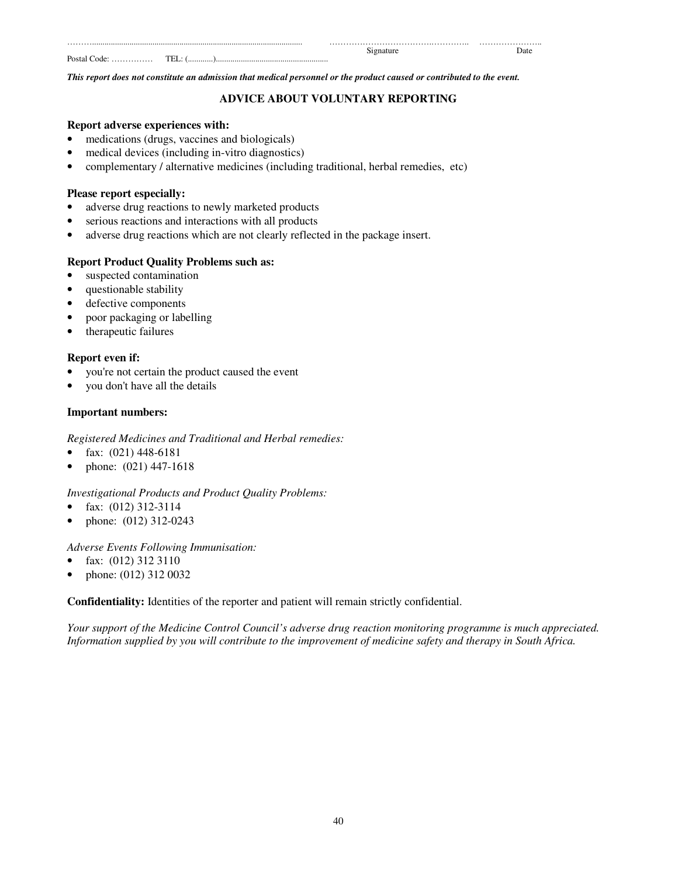………......................................................................................................  ……………………………….………..  …………………..
Postal Code: ……………  TEL: (............)......................................................  Signature  Date

***This report does not constitute an admission that medical personnel or the product caused or contributed to the event.***

## ADVICE ABOUT VOLUNTARY REPORTING

**Report adverse experiences with:**

- medications (drugs, vaccines and biologicals)
- medical devices (including in-vitro diagnostics)
- complementary / alternative medicines (including traditional, herbal remedies, etc)

**Please report especially:**

- adverse drug reactions to newly marketed products
- serious reactions and interactions with all products
- adverse drug reactions which are not clearly reflected in the package insert.

**Report Product Quality Problems such as:**

- suspected contamination
- questionable stability
- defective components
- poor packaging or labelling
- therapeutic failures

**Report even if:**

- you're not certain the product caused the event
- you don't have all the details

**Important numbers:**

*Registered Medicines and Traditional and Herbal remedies:*

- fax: (021) 448-6181
- phone: (021) 447-1618

*Investigational Products and Product Quality Problems:*

- fax: (012) 312-3114
- phone: (012) 312-0243

*Adverse Events Following Immunisation:*

- fax: (012) 312 3110
- phone: (012) 312 0032

**Confidentiality:** Identities of the reporter and patient will remain strictly confidential.

*Your support of the Medicine Control Council's adverse drug reaction monitoring programme is much appreciated. Information supplied by you will contribute to the improvement of medicine safety and therapy in South Africa.*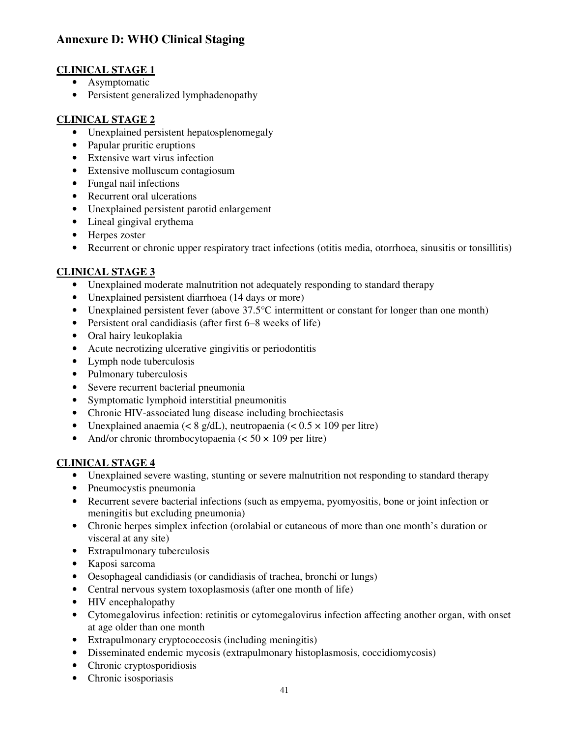# Annexure D: WHO Clinical Staging

**CLINICAL STAGE 1**

- Asymptomatic
- Persistent generalized lymphadenopathy

**CLINICAL STAGE 2**

- Unexplained persistent hepatosplenomegaly
- Papular pruritic eruptions
- Extensive wart virus infection
- Extensive molluscum contagiosum
- Fungal nail infections
- Recurrent oral ulcerations
- Unexplained persistent parotid enlargement
- Lineal gingival erythema
- Herpes zoster
- Recurrent or chronic upper respiratory tract infections (otitis media, otorrhoea, sinusitis or tonsillitis)

**CLINICAL STAGE 3**

- Unexplained moderate malnutrition not adequately responding to standard therapy
- Unexplained persistent diarrhoea (14 days or more)
- Unexplained persistent fever (above 37.5°C intermittent or constant for longer than one month)
- Persistent oral candidiasis (after first 6–8 weeks of life)
- Oral hairy leukoplakia
- Acute necrotizing ulcerative gingivitis or periodontitis
- Lymph node tuberculosis
- Pulmonary tuberculosis
- Severe recurrent bacterial pneumonia
- Symptomatic lymphoid interstitial pneumonitis
- Chronic HIV-associated lung disease including brochiectasis
- Unexplained anaemia (< 8 g/dL), neutropaenia (< 0.5 × 109 per litre)
- And/or chronic thrombocytopaenia (< 50 × 109 per litre)

**CLINICAL STAGE 4**

- Unexplained severe wasting, stunting or severe malnutrition not responding to standard therapy
- Pneumocystis pneumonia
- Recurrent severe bacterial infections (such as empyema, pyomyositis, bone or joint infection or meningitis but excluding pneumonia)
- Chronic herpes simplex infection (orolabial or cutaneous of more than one month's duration or visceral at any site)
- Extrapulmonary tuberculosis
- Kaposi sarcoma
- Oesophageal candidiasis (or candidiasis of trachea, bronchi or lungs)
- Central nervous system toxoplasmosis (after one month of life)
- HIV encephalopathy
- Cytomegalovirus infection: retinitis or cytomegalovirus infection affecting another organ, with onset at age older than one month
- Extrapulmonary cryptococcosis (including meningitis)
- Disseminated endemic mycosis (extrapulmonary histoplasmosis, coccidiomycosis)
- Chronic cryptosporidiosis
- Chronic isosporiasis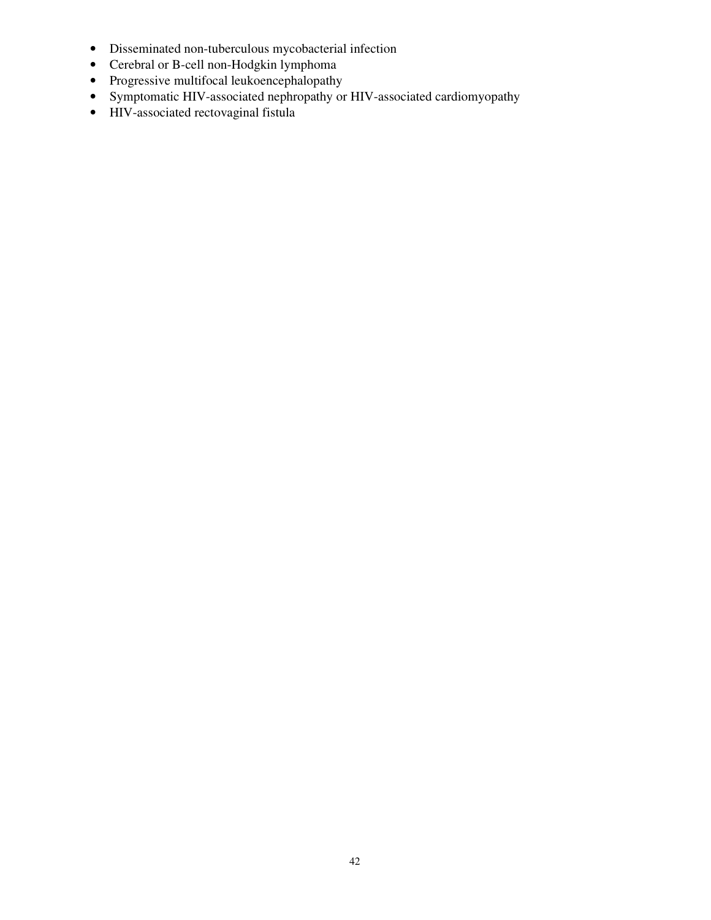- Disseminated non-tuberculous mycobacterial infection
- Cerebral or B-cell non-Hodgkin lymphoma
- Progressive multifocal leukoencephalopathy
- Symptomatic HIV-associated nephropathy or HIV-associated cardiomyopathy
- HIV-associated rectovaginal fistula